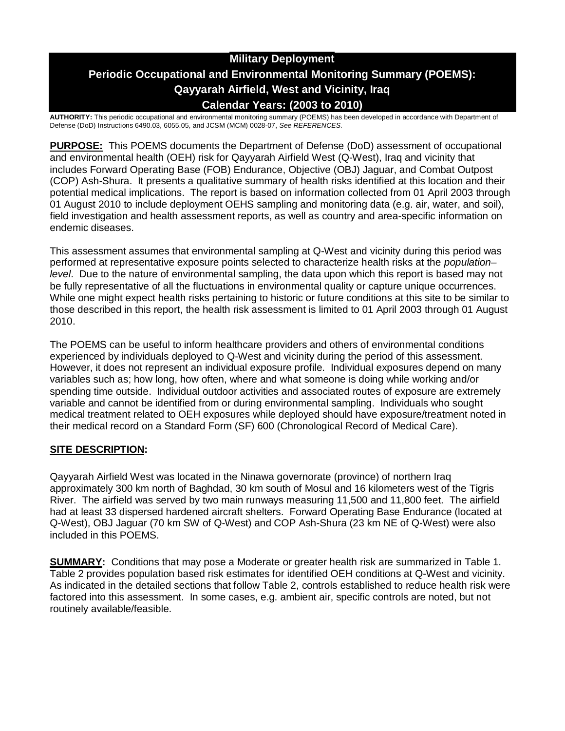# Military Deployment

# Periodic Occupational and Environmental Monitoring Summary (POEMS): Qayyarah Airfield, West and Vicinity, Iraq

# Calendar Years: (2003 to 2010)

**AUTHORITY:** This periodic occupational and environmental monitoring summary (POEMS) has been developed in accordance with Department of Defense (DoD) Instructions 6490.03, 6055.05, and JCSM (MCM) 0028-07, *See REFERENCES.*

**PURPOSE:** This POEMS documents the Department of Defense (DoD) assessment of occupational and environmental health (OEH) risk for Qayyarah Airfield West (Q-West), Iraq and vicinity that includes Forward Operating Base (FOB) Endurance, Objective (OBJ) Jaguar, and Combat Outpost (COP) Ash-Shura. It presents a qualitative summary of health risks identified at this location and their potential medical implications. The report is based on information collected from 01 April 2003 through 01 August 2010 to include deployment OEHS sampling and monitoring data (e.g. air, water, and soil), field investigation and health assessment reports, as well as country and area-specific information on endemic diseases.

This assessment assumes that environmental sampling at Q-West and vicinity during this period was performed at representative exposure points selected to characterize health risks at the *population–level*. Due to the nature of environmental sampling, the data upon which this report is based may not be fully representative of all the fluctuations in environmental quality or capture unique occurrences. While one might expect health risks pertaining to historic or future conditions at this site to be similar to those described in this report, the health risk assessment is limited to 01 April 2003 through 01 August 2010.

The POEMS can be useful to inform healthcare providers and others of environmental conditions experienced by individuals deployed to Q-West and vicinity during the period of this assessment. However, it does not represent an individual exposure profile. Individual exposures depend on many variables such as; how long, how often, where and what someone is doing while working and/or spending time outside. Individual outdoor activities and associated routes of exposure are extremely variable and cannot be identified from or during environmental sampling. Individuals who sought medical treatment related to OEH exposures while deployed should have exposure/treatment noted in their medical record on a Standard Form (SF) 600 (Chronological Record of Medical Care).

## SITE DESCRIPTION:

Qayyarah Airfield West was located in the Ninawa governorate (province) of northern Iraq approximately 300 km north of Baghdad, 30 km south of Mosul and 16 kilometers west of the Tigris River. The airfield was served by two main runways measuring 11,500 and 11,800 feet. The airfield had at least 33 dispersed hardened aircraft shelters. Forward Operating Base Endurance (located at Q-West), OBJ Jaguar (70 km SW of Q-West) and COP Ash-Shura (23 km NE of Q-West) were also included in this POEMS.

**SUMMARY:** Conditions that may pose a Moderate or greater health risk are summarized in Table 1. Table 2 provides population based risk estimates for identified OEH conditions at Q-West and vicinity. As indicated in the detailed sections that follow Table 2, controls established to reduce health risk were factored into this assessment. In some cases, e.g. ambient air, specific controls are noted, but not routinely available/feasible.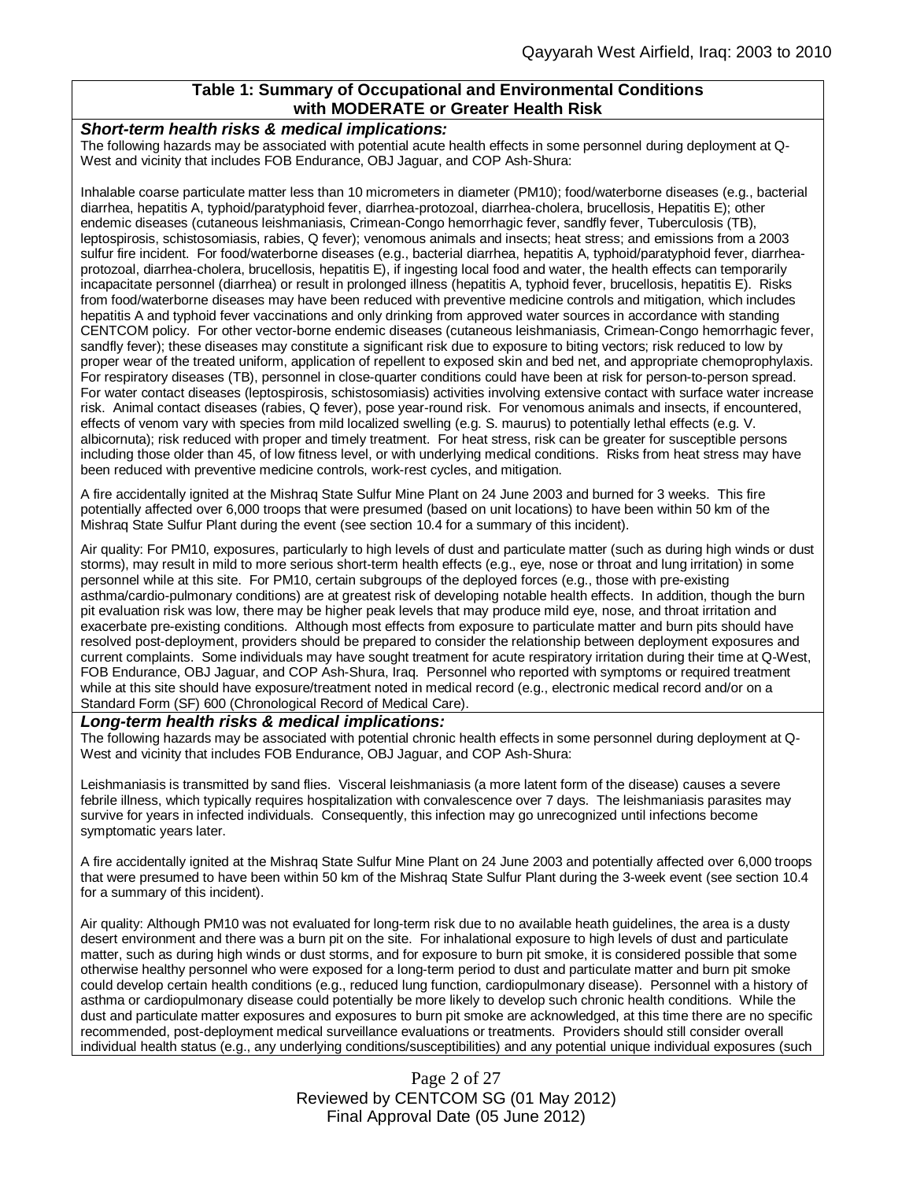### Table 1: Summary of Occupational and Environmental Conditions with MODERATE or Greater Health Risk

***Short-term health risks & medical implications:***

The following hazards may be associated with potential acute health effects in some personnel during deployment at Q-West and vicinity that includes FOB Endurance, OBJ Jaguar, and COP Ash-Shura:

Inhalable coarse particulate matter less than 10 micrometers in diameter (PM10); food/waterborne diseases (e.g., bacterial diarrhea, hepatitis A, typhoid/paratyphoid fever, diarrhea-protozoal, diarrhea-cholera, brucellosis, Hepatitis E); other endemic diseases (cutaneous leishmaniasis, Crimean-Congo hemorrhagic fever, sandfly fever, Tuberculosis (TB), leptospirosis, schistosomiasis, rabies, Q fever); venomous animals and insects; heat stress; and emissions from a 2003 sulfur fire incident. For food/waterborne diseases (e.g., bacterial diarrhea, hepatitis A, typhoid/paratyphoid fever, diarrhea-protozoal, diarrhea-cholera, brucellosis, hepatitis E), if ingesting local food and water, the health effects can temporarily incapacitate personnel (diarrhea) or result in prolonged illness (hepatitis A, typhoid fever, brucellosis, hepatitis E). Risks from food/waterborne diseases may have been reduced with preventive medicine controls and mitigation, which includes hepatitis A and typhoid fever vaccinations and only drinking from approved water sources in accordance with standing CENTCOM policy. For other vector-borne endemic diseases (cutaneous leishmaniasis, Crimean-Congo hemorrhagic fever, sandfly fever); these diseases may constitute a significant risk due to exposure to biting vectors; risk reduced to low by proper wear of the treated uniform, application of repellent to exposed skin and bed net, and appropriate chemoprophylaxis. For respiratory diseases (TB), personnel in close-quarter conditions could have been at risk for person-to-person spread. For water contact diseases (leptospirosis, schistosomiasis) activities involving extensive contact with surface water increase risk. Animal contact diseases (rabies, Q fever), pose year-round risk. For venomous animals and insects, if encountered, effects of venom vary with species from mild localized swelling (e.g. S. maurus) to potentially lethal effects (e.g. V. albicornuta); risk reduced with proper and timely treatment. For heat stress, risk can be greater for susceptible persons including those older than 45, of low fitness level, or with underlying medical conditions. Risks from heat stress may have been reduced with preventive medicine controls, work-rest cycles, and mitigation.

A fire accidentally ignited at the Mishraq State Sulfur Mine Plant on 24 June 2003 and burned for 3 weeks. This fire potentially affected over 6,000 troops that were presumed (based on unit locations) to have been within 50 km of the Mishraq State Sulfur Plant during the event (see section 10.4 for a summary of this incident).

Air quality: For PM10, exposures, particularly to high levels of dust and particulate matter (such as during high winds or dust storms), may result in mild to more serious short-term health effects (e.g., eye, nose or throat and lung irritation) in some personnel while at this site. For PM10, certain subgroups of the deployed forces (e.g., those with pre-existing asthma/cardio-pulmonary conditions) are at greatest risk of developing notable health effects. In addition, though the burn pit evaluation risk was low, there may be higher peak levels that may produce mild eye, nose, and throat irritation and exacerbate pre-existing conditions. Although most effects from exposure to particulate matter and burn pits should have resolved post-deployment, providers should be prepared to consider the relationship between deployment exposures and current complaints. Some individuals may have sought treatment for acute respiratory irritation during their time at Q-West, FOB Endurance, OBJ Jaguar, and COP Ash-Shura, Iraq. Personnel who reported with symptoms or required treatment while at this site should have exposure/treatment noted in medical record (e.g., electronic medical record and/or on a Standard Form (SF) 600 (Chronological Record of Medical Care).

***Long-term health risks & medical implications:***

The following hazards may be associated with potential chronic health effects in some personnel during deployment at Q-West and vicinity that includes FOB Endurance, OBJ Jaguar, and COP Ash-Shura:

Leishmaniasis is transmitted by sand flies. Visceral leishmaniasis (a more latent form of the disease) causes a severe febrile illness, which typically requires hospitalization with convalescence over 7 days. The leishmaniasis parasites may survive for years in infected individuals. Consequently, this infection may go unrecognized until infections become symptomatic years later.

A fire accidentally ignited at the Mishraq State Sulfur Mine Plant on 24 June 2003 and potentially affected over 6,000 troops that were presumed to have been within 50 km of the Mishraq State Sulfur Plant during the 3-week event (see section 10.4 for a summary of this incident).

Air quality: Although PM10 was not evaluated for long-term risk due to no available heath guidelines, the area is a dusty desert environment and there was a burn pit on the site. For inhalational exposure to high levels of dust and particulate matter, such as during high winds or dust storms, and for exposure to burn pit smoke, it is considered possible that some otherwise healthy personnel who were exposed for a long-term period to dust and particulate matter and burn pit smoke could develop certain health conditions (e.g., reduced lung function, cardiopulmonary disease). Personnel with a history of asthma or cardiopulmonary disease could potentially be more likely to develop such chronic health conditions. While the dust and particulate matter exposures and exposures to burn pit smoke are acknowledged, at this time there are no specific recommended, post-deployment medical surveillance evaluations or treatments. Providers should still consider overall individual health status (e.g., any underlying conditions/susceptibilities) and any potential unique individual exposures (such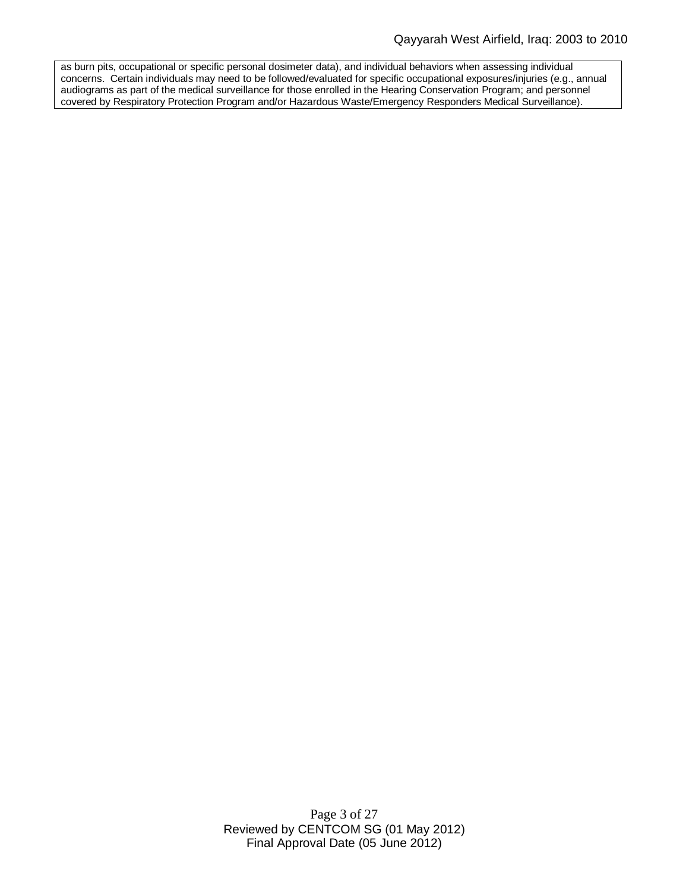as burn pits, occupational or specific personal dosimeter data), and individual behaviors when assessing individual concerns. Certain individuals may need to be followed/evaluated for specific occupational exposures/injuries (e.g., annual audiograms as part of the medical surveillance for those enrolled in the Hearing Conservation Program; and personnel covered by Respiratory Protection Program and/or Hazardous Waste/Emergency Responders Medical Surveillance).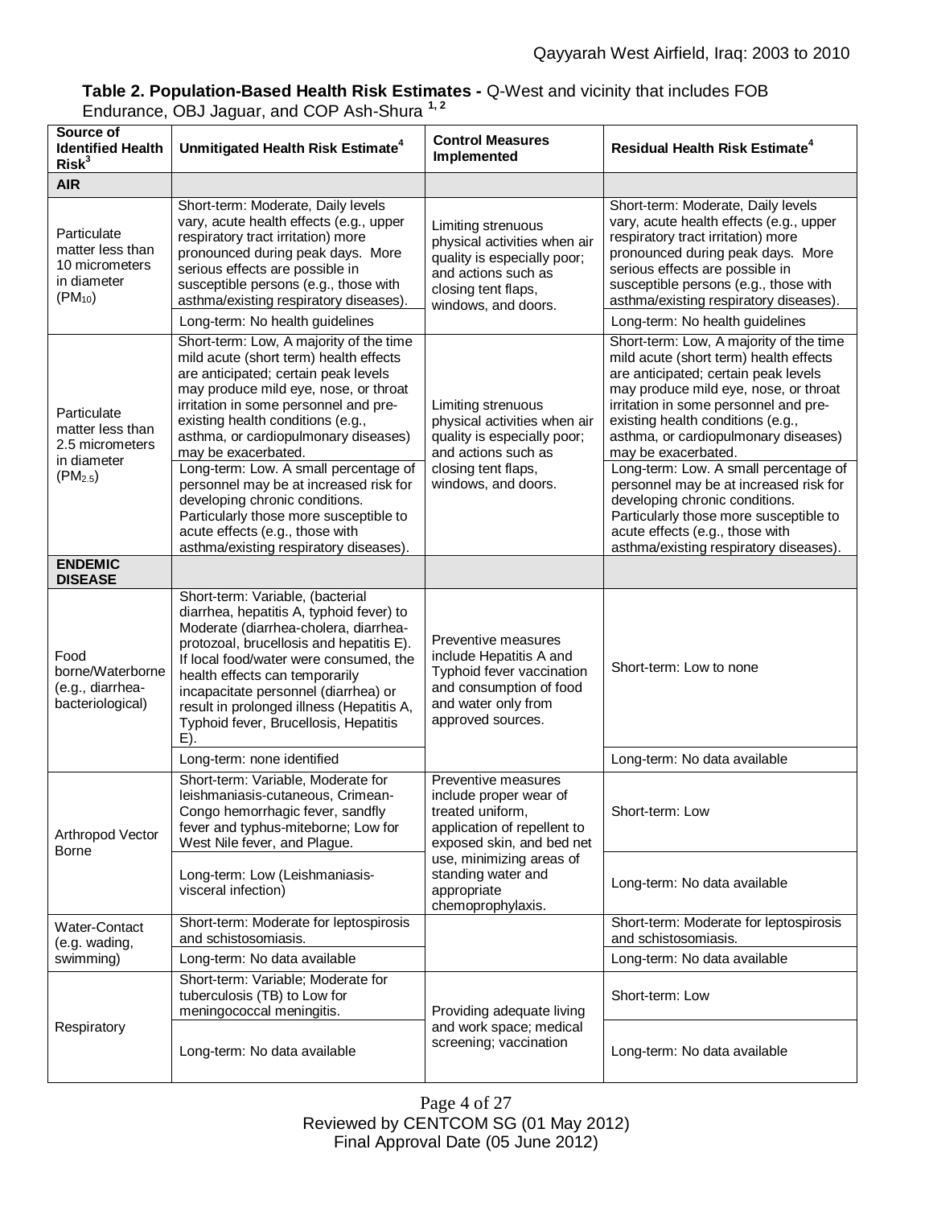**Table 2. Population-Based Health Risk Estimates -** Q-West and vicinity that includes FOB Endurance, OBJ Jaguar, and COP Ash-Shura [1, 2]

| Source of Identified Health Risk[3] | Unmitigated Health Risk Estimate[4] | Control Measures Implemented | Residual Health Risk Estimate[4] |
|---|---|---|---|
| **AIR** | | | |
| Particulate matter less than 10 micrometers in diameter ($PM_{10}$) | Short-term: Moderate, Daily levels vary, acute health effects (e.g., upper respiratory tract irritation) more pronounced during peak days. More serious effects are possible in susceptible persons (e.g., those with asthma/existing respiratory diseases). | Limiting strenuous physical activities when air quality is especially poor; and actions such as closing tent flaps, windows, and doors. | Short-term: Moderate, Daily levels vary, acute health effects (e.g., upper respiratory tract irritation) more pronounced during peak days. More serious effects are possible in susceptible persons (e.g., those with asthma/existing respiratory diseases). |
| | Long-term: No health guidelines | | Long-term: No health guidelines |
| Particulate matter less than 2.5 micrometers in diameter ($PM_{2.5}$) | Short-term: Low, A majority of the time mild acute (short term) health effects are anticipated; certain peak levels may produce mild eye, nose, or throat irritation in some personnel and pre-existing health conditions (e.g., asthma, or cardiopulmonary diseases) may be exacerbated. | Limiting strenuous physical activities when air quality is especially poor; and actions such as closing tent flaps, windows, and doors. | Short-term: Low, A majority of the time mild acute (short term) health effects are anticipated; certain peak levels may produce mild eye, nose, or throat irritation in some personnel and pre-existing health conditions (e.g., asthma, or cardiopulmonary diseases) may be exacerbated. |
| | Long-term: Low. A small percentage of personnel may be at increased risk for developing chronic conditions. Particularly those more susceptible to acute effects (e.g., those with asthma/existing respiratory diseases). | | Long-term: Low. A small percentage of personnel may be at increased risk for developing chronic conditions. Particularly those more susceptible to acute effects (e.g., those with asthma/existing respiratory diseases). |
| **ENDEMIC DISEASE** | | | |
| Food borne/Waterborne (e.g., diarrhea-bacteriological) | Short-term: Variable, (bacterial diarrhea, hepatitis A, typhoid fever) to Moderate (diarrhea-cholera, diarrhea-protozoal, brucellosis and hepatitis E). If local food/water were consumed, the health effects can temporarily incapacitate personnel (diarrhea) or result in prolonged illness (Hepatitis A, Typhoid fever, Brucellosis, Hepatitis E). | Preventive measures include Hepatitis A and Typhoid fever vaccination and consumption of food and water only from approved sources. | Short-term: Low to none |
| | Long-term: none identified | | Long-term: No data available |
| Arthropod Vector Borne | Short-term: Variable, Moderate for leishmaniasis-cutaneous, Crimean-Congo hemorrhagic fever, sandfly fever and typhus-miteborne; Low for West Nile fever, and Plague. | Preventive measures include proper wear of treated uniform, application of repellent to exposed skin, and bed net use, minimizing areas of standing water and appropriate chemoprophylaxis. | Short-term: Low |
| | Long-term: Low (Leishmaniasis-visceral infection) | | Long-term: No data available |
| Water-Contact (e.g. wading, swimming) | Short-term: Moderate for leptospirosis and schistosomiasis. | | Short-term: Moderate for leptospirosis and schistosomiasis. |
| | Long-term: No data available | | Long-term: No data available |
| Respiratory | Short-term: Variable; Moderate for tuberculosis (TB) to Low for meningococcal meningitis. | Providing adequate living and work space; medical screening; vaccination | Short-term: Low |
| | Long-term: No data available | | Long-term: No data available |

Reviewed by CENTCOM SG (01 May 2012)
Final Approval Date (05 June 2012)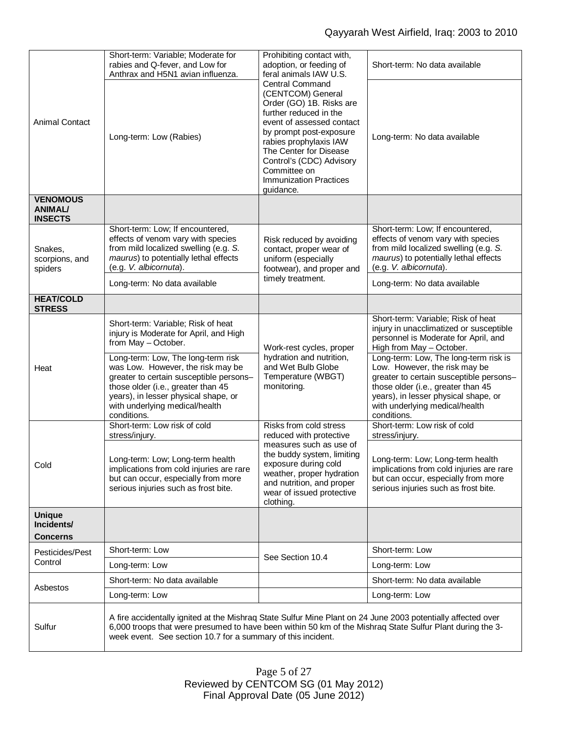| | | | |
|---|---|---|---|
| Animal Contact | Short-term: Variable; Moderate for rabies and Q-fever, and Low for Anthrax and H5N1 avian influenza. | Prohibiting contact with, adoption, or feeding of feral animals IAW U.S. Central Command (CENTCOM) General Order (GO) 1B. Risks are further reduced in the event of assessed contact by prompt post-exposure rabies prophylaxis IAW The Center for Disease Control's (CDC) Advisory Committee on Immunization Practices guidance. | Short-term: No data available |
| | Long-term: Low (Rabies) | | Long-term: No data available |
| **VENOMOUS ANIMAL/ INSECTS** | | | |
| Snakes, scorpions, and spiders | Short-term: Low; If encountered, effects of venom vary with species from mild localized swelling (e.g. *S. maurus*) to potentially lethal effects (e.g. *V. albicornuta*). | Risk reduced by avoiding contact, proper wear of uniform (especially footwear), and proper and timely treatment. | Short-term: Low; If encountered, effects of venom vary with species from mild localized swelling (e.g. *S. maurus*) to potentially lethal effects (e.g. *V. albicornuta*). |
| | Long-term: No data available | | Long-term: No data available |
| **HEAT/COLD STRESS** | | | |
| Heat | Short-term: Variable; Risk of heat injury is Moderate for April, and High from May – October. | Work-rest cycles, proper hydration and nutrition, and Wet Bulb Globe Temperature (WBGT) monitoring. | Short-term: Variable; Risk of heat injury in unacclimatized or susceptible personnel is Moderate for April, and High from May – October. |
| | Long-term: Low, The long-term risk was Low. However, the risk may be greater to certain susceptible persons– those older (i.e., greater than 45 years), in lesser physical shape, or with underlying medical/health conditions. | | Long-term: Low, The long-term risk is Low. However, the risk may be greater to certain susceptible persons– those older (i.e., greater than 45 years), in lesser physical shape, or with underlying medical/health conditions. |
| Cold | Short-term: Low risk of cold stress/injury. | Risks from cold stress reduced with protective measures such as use of the buddy system, limiting exposure during cold weather, proper hydration and nutrition, and proper wear of issued protective clothing. | Short-term: Low risk of cold stress/injury. |
| | Long-term: Low; Long-term health implications from cold injuries are rare but can occur, especially from more serious injuries such as frost bite. | | Long-term: Low; Long-term health implications from cold injuries are rare but can occur, especially from more serious injuries such as frost bite. |
| **Unique Incidents/ Concerns** | | | |
| Pesticides/Pest Control | Short-term: Low | See Section 10.4 | Short-term: Low |
| | Long-term: Low | | Long-term: Low |
| Asbestos | Short-term: No data available | | Short-term: No data available |
| | Long-term: Low | | Long-term: Low |
| Sulfur | A fire accidentally ignited at the Mishraq State Sulfur Mine Plant on 24 June 2003 potentially affected over 6,000 troops that were presumed to have been within 50 km of the Mishraq State Sulfur Plant during the 3-week event. See section 10.7 for a summary of this incident. | | |

Reviewed by CENTCOM SG (01 May 2012)
Final Approval Date (05 June 2012)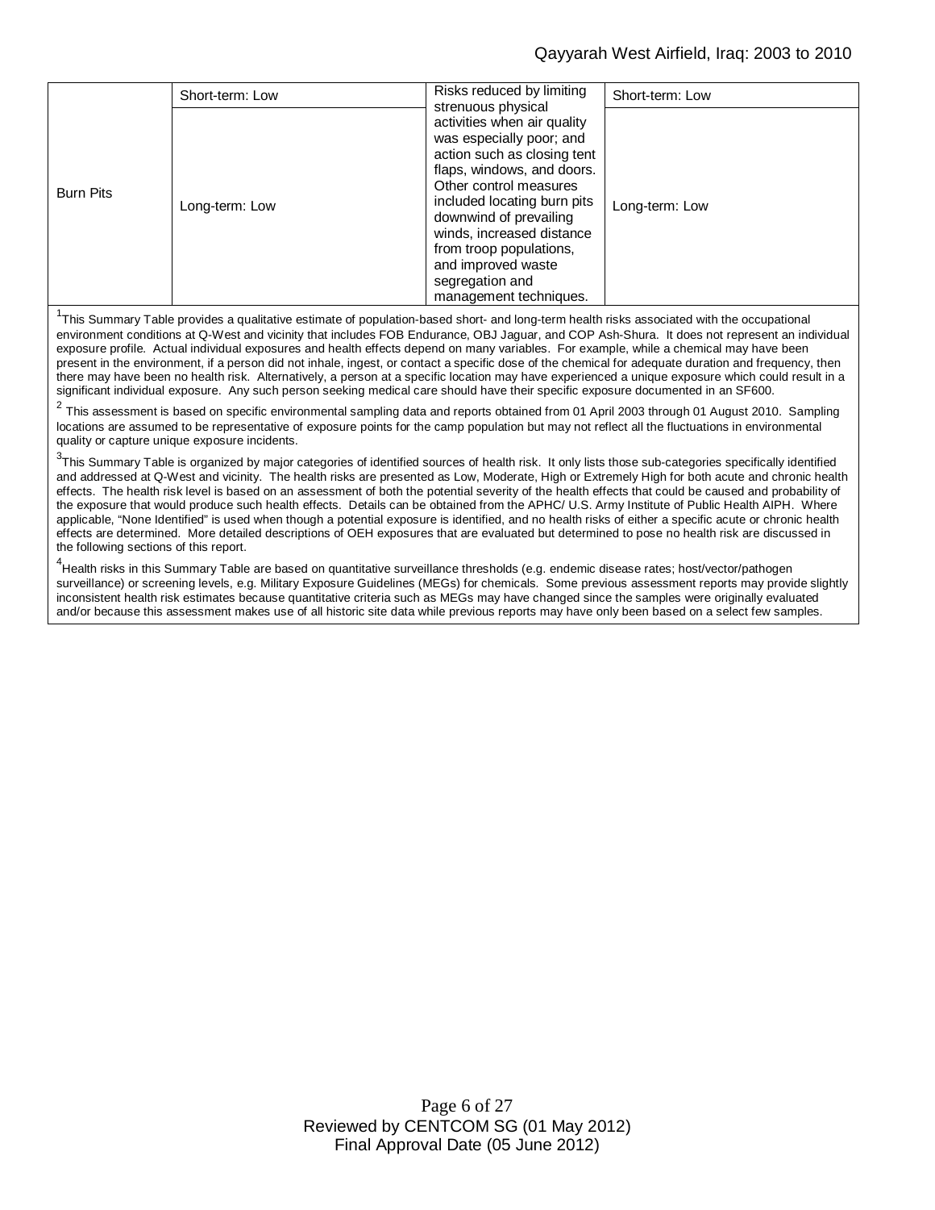| | | | |
|---|---|---|---|
| Burn Pits | Short-term: Low | Risks reduced by limiting strenuous physical activities when air quality was especially poor; and action such as closing tent flaps, windows, and doors. Other control measures included locating burn pits downwind of prevailing winds, increased distance from troop populations, and improved waste segregation and management techniques. | Short-term: Low |
| | Long-term: Low | | Long-term: Low |

[1]This Summary Table provides a qualitative estimate of population-based short- and long-term health risks associated with the occupational environment conditions at Q-West and vicinity that includes FOB Endurance, OBJ Jaguar, and COP Ash-Shura. It does not represent an individual exposure profile. Actual individual exposures and health effects depend on many variables. For example, while a chemical may have been present in the environment, if a person did not inhale, ingest, or contact a specific dose of the chemical for adequate duration and frequency, then there may have been no health risk. Alternatively, a person at a specific location may have experienced a unique exposure which could result in a significant individual exposure. Any such person seeking medical care should have their specific exposure documented in an SF600.

[2] This assessment is based on specific environmental sampling data and reports obtained from 01 April 2003 through 01 August 2010. Sampling locations are assumed to be representative of exposure points for the camp population but may not reflect all the fluctuations in environmental quality or capture unique exposure incidents.

[3]This Summary Table is organized by major categories of identified sources of health risk. It only lists those sub-categories specifically identified and addressed at Q-West and vicinity. The health risks are presented as Low, Moderate, High or Extremely High for both acute and chronic health effects. The health risk level is based on an assessment of both the potential severity of the health effects that could be caused and probability of the exposure that would produce such health effects. Details can be obtained from the APHC/ U.S. Army Institute of Public Health AIPH. Where applicable, "None Identified" is used when though a potential exposure is identified, and no health risks of either a specific acute or chronic health effects are determined. More detailed descriptions of OEH exposures that are evaluated but determined to pose no health risk are discussed in the following sections of this report.

[4]Health risks in this Summary Table are based on quantitative surveillance thresholds (e.g. endemic disease rates; host/vector/pathogen surveillance) or screening levels, e.g. Military Exposure Guidelines (MEGs) for chemicals. Some previous assessment reports may provide slightly inconsistent health risk estimates because quantitative criteria such as MEGs may have changed since the samples were originally evaluated and/or because this assessment makes use of all historic site data while previous reports may have only been based on a select few samples.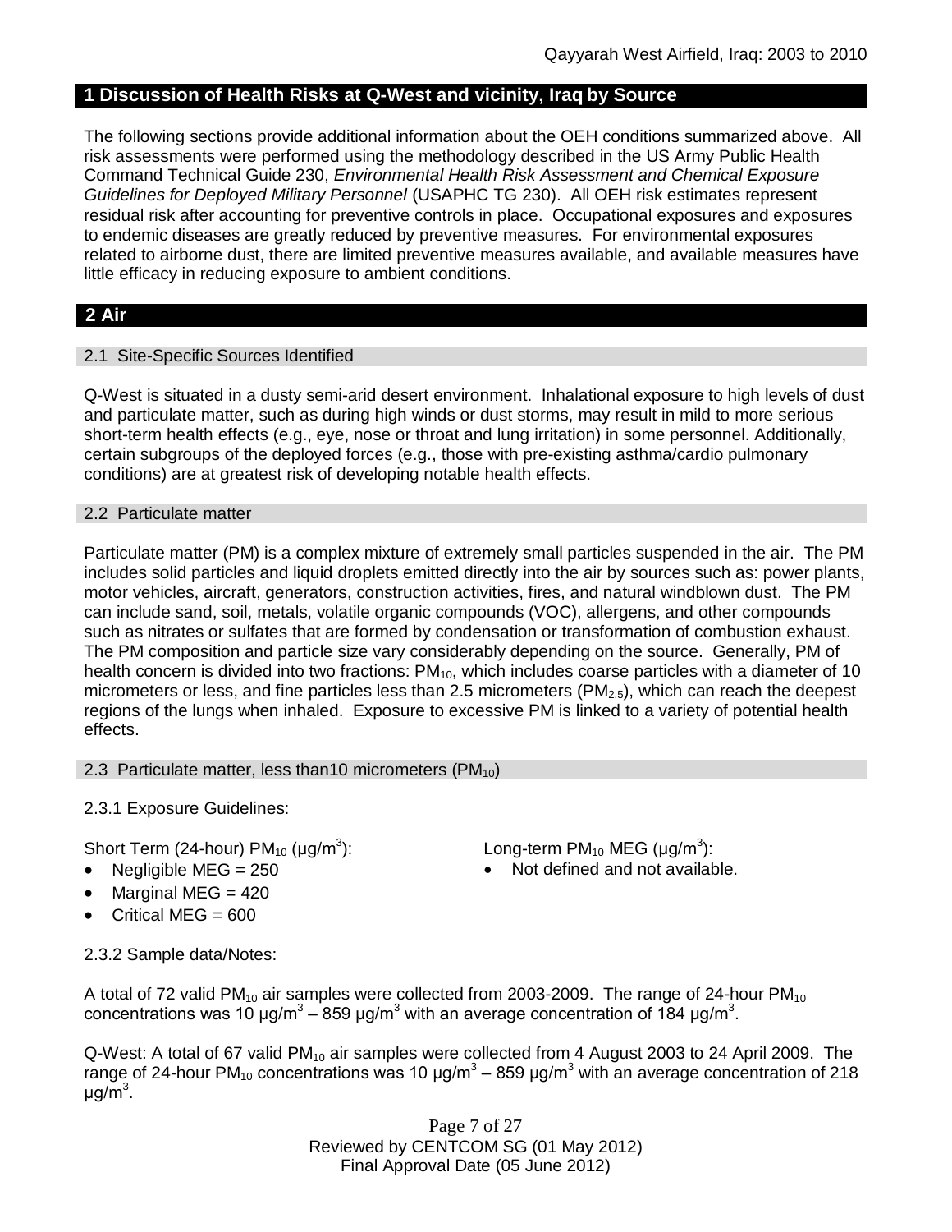## 1 Discussion of Health Risks at Q-West and vicinity, Iraq by Source

The following sections provide additional information about the OEH conditions summarized above. All risk assessments were performed using the methodology described in the US Army Public Health Command Technical Guide 230, *Environmental Health Risk Assessment and Chemical Exposure Guidelines for Deployed Military Personnel* (USAPHC TG 230). All OEH risk estimates represent residual risk after accounting for preventive controls in place. Occupational exposures and exposures to endemic diseases are greatly reduced by preventive measures. For environmental exposures related to airborne dust, there are limited preventive measures available, and available measures have little efficacy in reducing exposure to ambient conditions.

## 2 Air

### 2.1 Site-Specific Sources Identified

Q-West is situated in a dusty semi-arid desert environment. Inhalational exposure to high levels of dust and particulate matter, such as during high winds or dust storms, may result in mild to more serious short-term health effects (e.g., eye, nose or throat and lung irritation) in some personnel. Additionally, certain subgroups of the deployed forces (e.g., those with pre-existing asthma/cardio pulmonary conditions) are at greatest risk of developing notable health effects.

### 2.2 Particulate matter

Particulate matter (PM) is a complex mixture of extremely small particles suspended in the air. The PM includes solid particles and liquid droplets emitted directly into the air by sources such as: power plants, motor vehicles, aircraft, generators, construction activities, fires, and natural windblown dust. The PM can include sand, soil, metals, volatile organic compounds (VOC), allergens, and other compounds such as nitrates or sulfates that are formed by condensation or transformation of combustion exhaust. The PM composition and particle size vary considerably depending on the source. Generally, PM of health concern is divided into two fractions: $PM_{10}$, which includes coarse particles with a diameter of 10 micrometers or less, and fine particles less than 2.5 micrometers ($PM_{2.5}$), which can reach the deepest regions of the lungs when inhaled. Exposure to excessive PM is linked to a variety of potential health effects.

### 2.3 Particulate matter, less than10 micrometers ($PM_{10}$)

2.3.1 Exposure Guidelines:

Short Term (24-hour) $PM_{10}$ (μg/m$^3$):

- Negligible MEG = 250
- Marginal MEG = 420
- Critical MEG = 600

Long-term $PM_{10}$ MEG (μg/m$^3$):

- Not defined and not available.

2.3.2 Sample data/Notes:

A total of 72 valid $PM_{10}$ air samples were collected from 2003-2009. The range of 24-hour $PM_{10}$ concentrations was 10 μg/m$^3$ – 859 μg/m$^3$ with an average concentration of 184 μg/m$^3$.

Q-West: A total of 67 valid $PM_{10}$ air samples were collected from 4 August 2003 to 24 April 2009. The range of 24-hour $PM_{10}$ concentrations was 10 μg/m$^3$ – 859 μg/m$^3$ with an average concentration of 218 μg/m$^3$.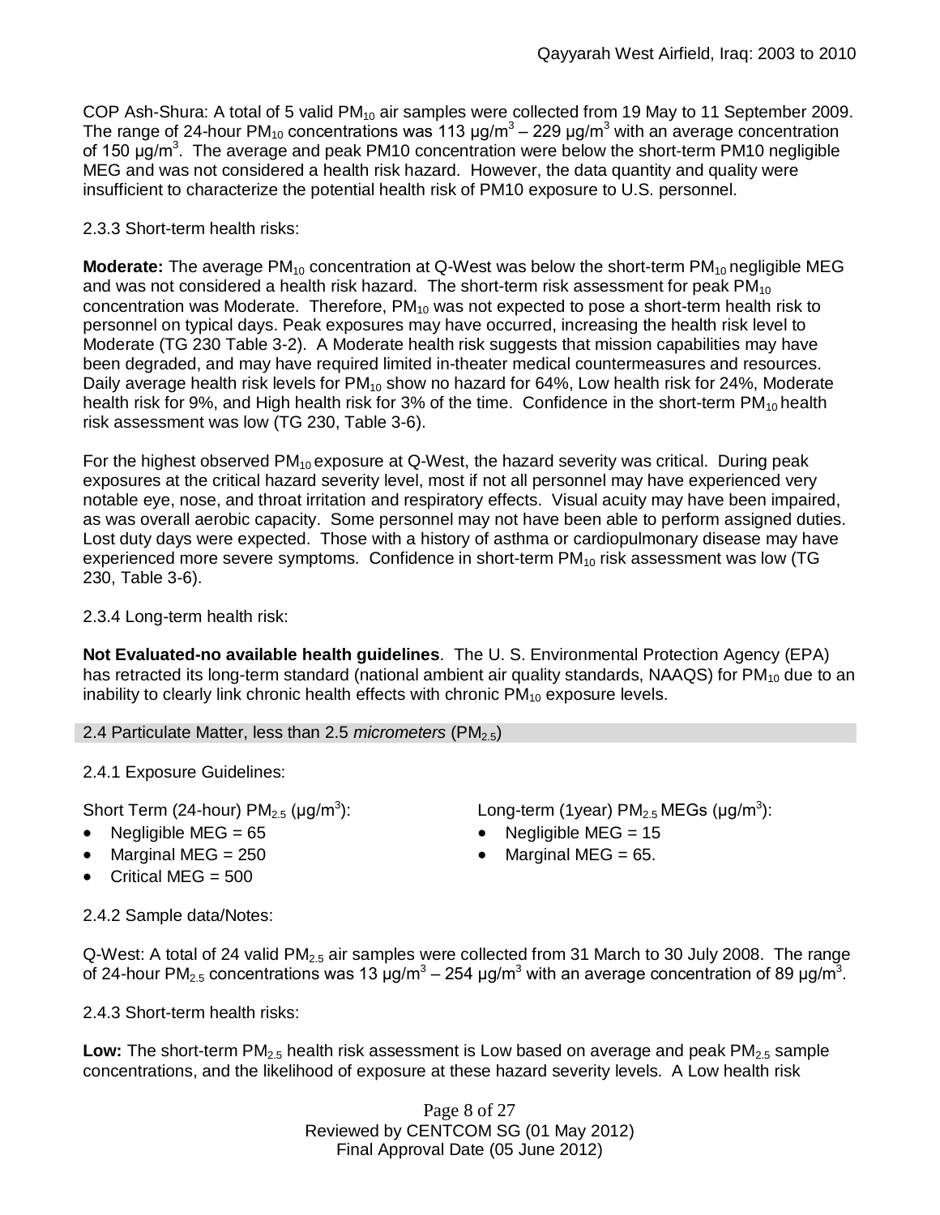COP Ash-Shura: A total of 5 valid $PM_{10}$ air samples were collected from 19 May to 11 September 2009. The range of 24-hour $PM_{10}$ concentrations was 113 µg/m$^3$ – 229 µg/m$^3$ with an average concentration of 150 µg/m$^3$. The average and peak PM10 concentration were below the short-term PM10 negligible MEG and was not considered a health risk hazard. However, the data quantity and quality were insufficient to characterize the potential health risk of PM10 exposure to U.S. personnel.

2.3.3 Short-term health risks:

**Moderate:** The average $PM_{10}$ concentration at Q-West was below the short-term $PM_{10}$ negligible MEG and was not considered a health risk hazard. The short-term risk assessment for peak $PM_{10}$ concentration was Moderate. Therefore, $PM_{10}$ was not expected to pose a short-term health risk to personnel on typical days. Peak exposures may have occurred, increasing the health risk level to Moderate (TG 230 Table 3-2). A Moderate health risk suggests that mission capabilities may have been degraded, and may have required limited in-theater medical countermeasures and resources. Daily average health risk levels for $PM_{10}$ show no hazard for 64%, Low health risk for 24%, Moderate health risk for 9%, and High health risk for 3% of the time. Confidence in the short-term $PM_{10}$ health risk assessment was low (TG 230, Table 3-6).

For the highest observed $PM_{10}$ exposure at Q-West, the hazard severity was critical. During peak exposures at the critical hazard severity level, most if not all personnel may have experienced very notable eye, nose, and throat irritation and respiratory effects. Visual acuity may have been impaired, as was overall aerobic capacity. Some personnel may not have been able to perform assigned duties. Lost duty days were expected. Those with a history of asthma or cardiopulmonary disease may have experienced more severe symptoms. Confidence in short-term $PM_{10}$ risk assessment was low (TG 230, Table 3-6).

2.3.4 Long-term health risk:

**Not Evaluated-no available health guidelines**. The U. S. Environmental Protection Agency (EPA) has retracted its long-term standard (national ambient air quality standards, NAAQS) for $PM_{10}$ due to an inability to clearly link chronic health effects with chronic $PM_{10}$ exposure levels.

## 2.4 Particulate Matter, less than 2.5 *micrometers* ($PM_{2.5}$)

2.4.1 Exposure Guidelines:

Short Term (24-hour) $PM_{2.5}$ (µg/m$^3$):

- Negligible MEG = 65
- Marginal MEG = 250
- Critical MEG = 500

Long-term (1year) $PM_{2.5}$ MEGs (µg/m$^3$):

- Negligible MEG = 15
- Marginal MEG = 65.

2.4.2 Sample data/Notes:

Q-West: A total of 24 valid $PM_{2.5}$ air samples were collected from 31 March to 30 July 2008. The range of 24-hour $PM_{2.5}$ concentrations was 13 µg/m$^3$ – 254 µg/m$^3$ with an average concentration of 89 µg/m$^3$.

2.4.3 Short-term health risks:

**Low:** The short-term $PM_{2.5}$ health risk assessment is Low based on average and peak $PM_{2.5}$ sample concentrations, and the likelihood of exposure at these hazard severity levels. A Low health risk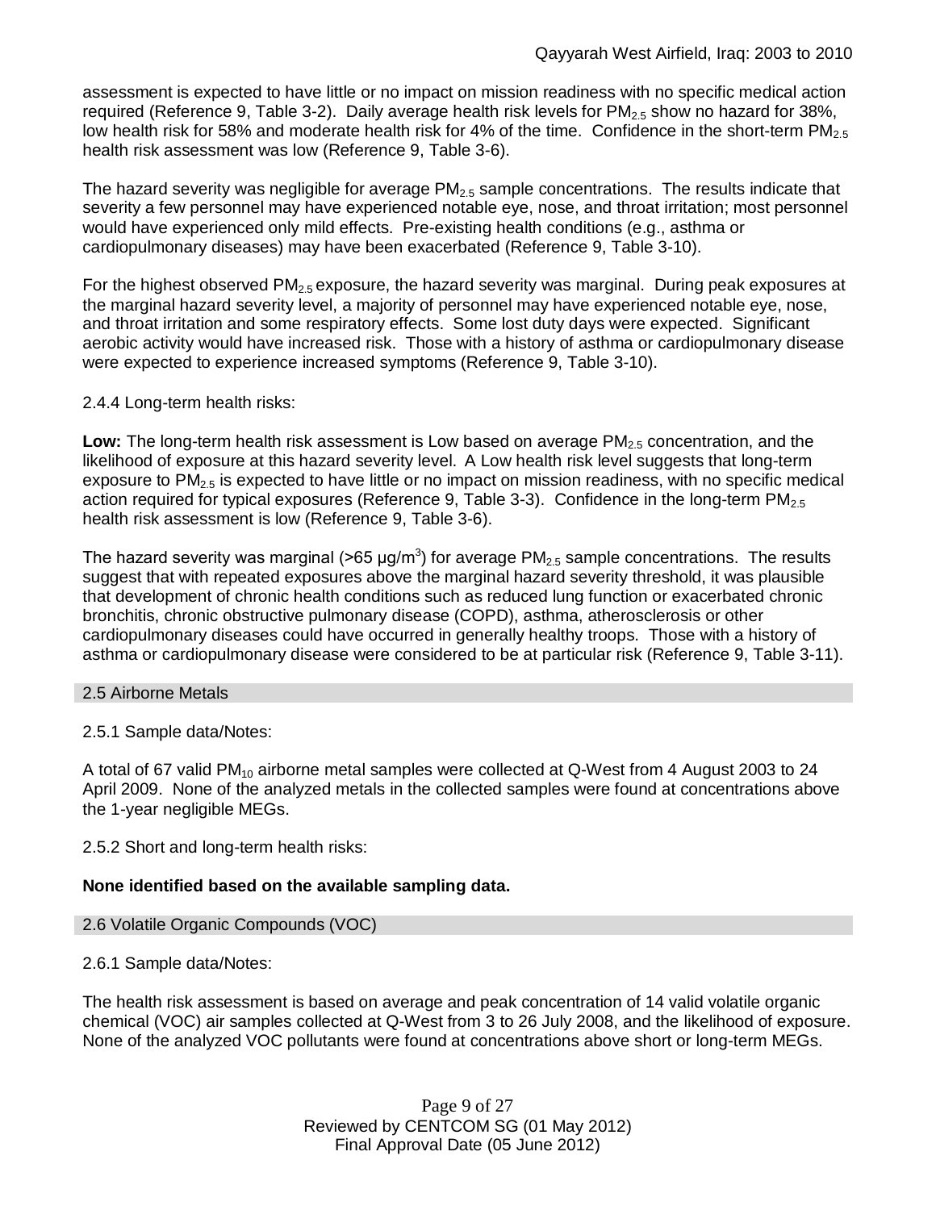assessment is expected to have little or no impact on mission readiness with no specific medical action required (Reference 9, Table 3-2). Daily average health risk levels for $PM_{2.5}$ show no hazard for 38%, low health risk for 58% and moderate health risk for 4% of the time. Confidence in the short-term $PM_{2.5}$ health risk assessment was low (Reference 9, Table 3-6).

The hazard severity was negligible for average $PM_{2.5}$ sample concentrations. The results indicate that severity a few personnel may have experienced notable eye, nose, and throat irritation; most personnel would have experienced only mild effects. Pre-existing health conditions (e.g., asthma or cardiopulmonary diseases) may have been exacerbated (Reference 9, Table 3-10).

For the highest observed $PM_{2.5}$ exposure, the hazard severity was marginal. During peak exposures at the marginal hazard severity level, a majority of personnel may have experienced notable eye, nose, and throat irritation and some respiratory effects. Some lost duty days were expected. Significant aerobic activity would have increased risk. Those with a history of asthma or cardiopulmonary disease were expected to experience increased symptoms (Reference 9, Table 3-10).

2.4.4 Long-term health risks:

**Low:** The long-term health risk assessment is Low based on average $PM_{2.5}$ concentration, and the likelihood of exposure at this hazard severity level. A Low health risk level suggests that long-term exposure to $PM_{2.5}$ is expected to have little or no impact on mission readiness, with no specific medical action required for typical exposures (Reference 9, Table 3-3). Confidence in the long-term $PM_{2.5}$ health risk assessment is low (Reference 9, Table 3-6).

The hazard severity was marginal (>65 μg/m$^3$) for average $PM_{2.5}$ sample concentrations. The results suggest that with repeated exposures above the marginal hazard severity threshold, it was plausible that development of chronic health conditions such as reduced lung function or exacerbated chronic bronchitis, chronic obstructive pulmonary disease (COPD), asthma, atherosclerosis or other cardiopulmonary diseases could have occurred in generally healthy troops. Those with a history of asthma or cardiopulmonary disease were considered to be at particular risk (Reference 9, Table 3-11).

## 2.5 Airborne Metals

2.5.1 Sample data/Notes:

A total of 67 valid $PM_{10}$ airborne metal samples were collected at Q-West from 4 August 2003 to 24 April 2009. None of the analyzed metals in the collected samples were found at concentrations above the 1-year negligible MEGs.

2.5.2 Short and long-term health risks:

**None identified based on the available sampling data.**

## 2.6 Volatile Organic Compounds (VOC)

2.6.1 Sample data/Notes:

The health risk assessment is based on average and peak concentration of 14 valid volatile organic chemical (VOC) air samples collected at Q-West from 3 to 26 July 2008, and the likelihood of exposure. None of the analyzed VOC pollutants were found at concentrations above short or long-term MEGs.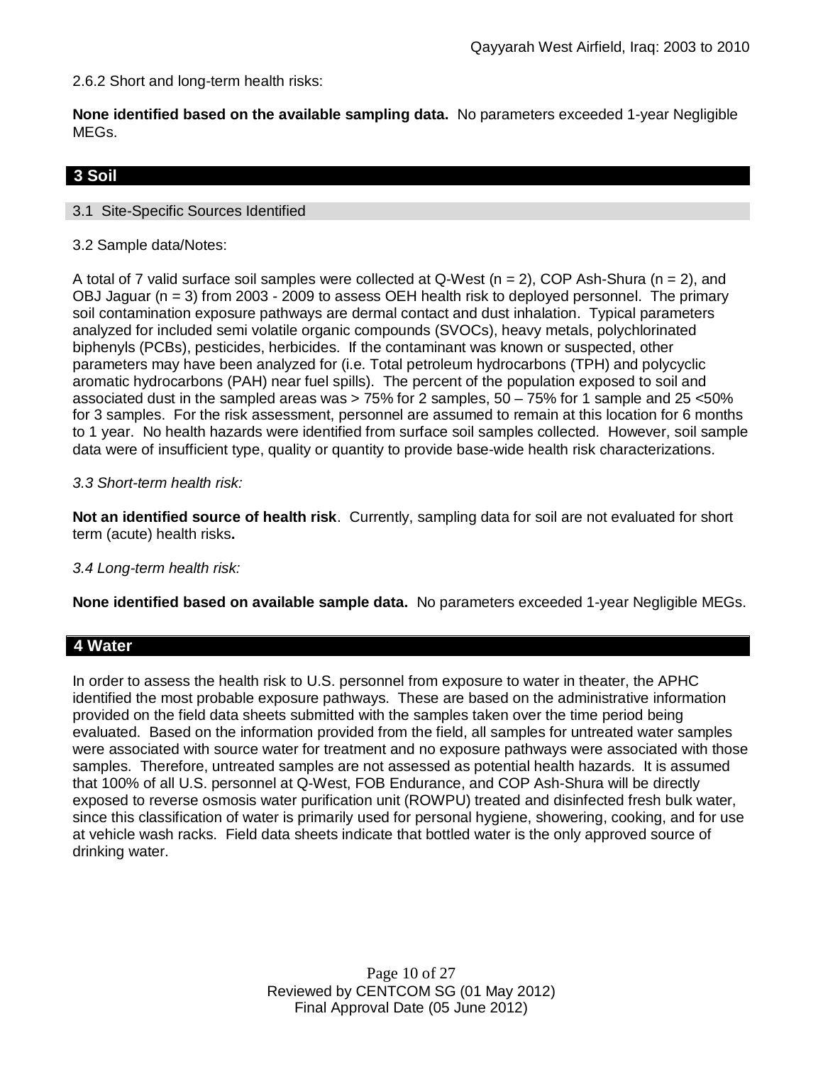2.6.2 Short and long-term health risks:

**None identified based on the available sampling data.** No parameters exceeded 1-year Negligible MEGs.

## 3 Soil

### 3.1 Site-Specific Sources Identified

3.2 Sample data/Notes:

A total of 7 valid surface soil samples were collected at Q-West (n = 2), COP Ash-Shura (n = 2), and OBJ Jaguar (n = 3) from 2003 - 2009 to assess OEH health risk to deployed personnel. The primary soil contamination exposure pathways are dermal contact and dust inhalation. Typical parameters analyzed for included semi volatile organic compounds (SVOCs), heavy metals, polychlorinated biphenyls (PCBs), pesticides, herbicides. If the contaminant was known or suspected, other parameters may have been analyzed for (i.e. Total petroleum hydrocarbons (TPH) and polycyclic aromatic hydrocarbons (PAH) near fuel spills). The percent of the population exposed to soil and associated dust in the sampled areas was > 75% for 2 samples, 50 – 75% for 1 sample and 25 <50% for 3 samples. For the risk assessment, personnel are assumed to remain at this location for 6 months to 1 year. No health hazards were identified from surface soil samples collected. However, soil sample data were of insufficient type, quality or quantity to provide base-wide health risk characterizations.

*3.3 Short-term health risk:*

**Not an identified source of health risk**. Currently, sampling data for soil are not evaluated for short term (acute) health risks**.**

*3.4 Long-term health risk:*

**None identified based on available sample data.** No parameters exceeded 1-year Negligible MEGs.

## 4 Water

In order to assess the health risk to U.S. personnel from exposure to water in theater, the APHC identified the most probable exposure pathways. These are based on the administrative information provided on the field data sheets submitted with the samples taken over the time period being evaluated. Based on the information provided from the field, all samples for untreated water samples were associated with source water for treatment and no exposure pathways were associated with those samples. Therefore, untreated samples are not assessed as potential health hazards. It is assumed that 100% of all U.S. personnel at Q-West, FOB Endurance, and COP Ash-Shura will be directly exposed to reverse osmosis water purification unit (ROWPU) treated and disinfected fresh bulk water, since this classification of water is primarily used for personal hygiene, showering, cooking, and for use at vehicle wash racks. Field data sheets indicate that bottled water is the only approved source of drinking water.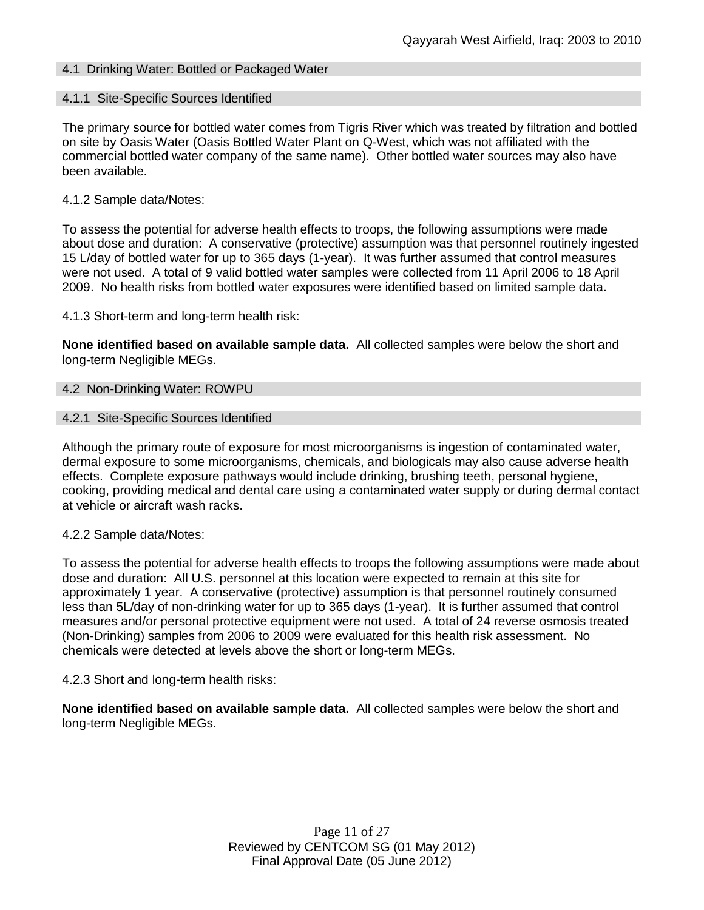### 4.1 Drinking Water: Bottled or Packaged Water

#### 4.1.1 Site-Specific Sources Identified

The primary source for bottled water comes from Tigris River which was treated by filtration and bottled on site by Oasis Water (Oasis Bottled Water Plant on Q-West, which was not affiliated with the commercial bottled water company of the same name). Other bottled water sources may also have been available.

4.1.2 Sample data/Notes:

To assess the potential for adverse health effects to troops, the following assumptions were made about dose and duration: A conservative (protective) assumption was that personnel routinely ingested 15 L/day of bottled water for up to 365 days (1-year). It was further assumed that control measures were not used. A total of 9 valid bottled water samples were collected from 11 April 2006 to 18 April 2009. No health risks from bottled water exposures were identified based on limited sample data.

4.1.3 Short-term and long-term health risk:

**None identified based on available sample data.** All collected samples were below the short and long-term Negligible MEGs.

### 4.2 Non-Drinking Water: ROWPU

#### 4.2.1 Site-Specific Sources Identified

Although the primary route of exposure for most microorganisms is ingestion of contaminated water, dermal exposure to some microorganisms, chemicals, and biologicals may also cause adverse health effects. Complete exposure pathways would include drinking, brushing teeth, personal hygiene, cooking, providing medical and dental care using a contaminated water supply or during dermal contact at vehicle or aircraft wash racks.

4.2.2 Sample data/Notes:

To assess the potential for adverse health effects to troops the following assumptions were made about dose and duration: All U.S. personnel at this location were expected to remain at this site for approximately 1 year. A conservative (protective) assumption is that personnel routinely consumed less than 5L/day of non-drinking water for up to 365 days (1-year). It is further assumed that control measures and/or personal protective equipment were not used. A total of 24 reverse osmosis treated (Non-Drinking) samples from 2006 to 2009 were evaluated for this health risk assessment. No chemicals were detected at levels above the short or long-term MEGs.

4.2.3 Short and long-term health risks:

**None identified based on available sample data.** All collected samples were below the short and long-term Negligible MEGs.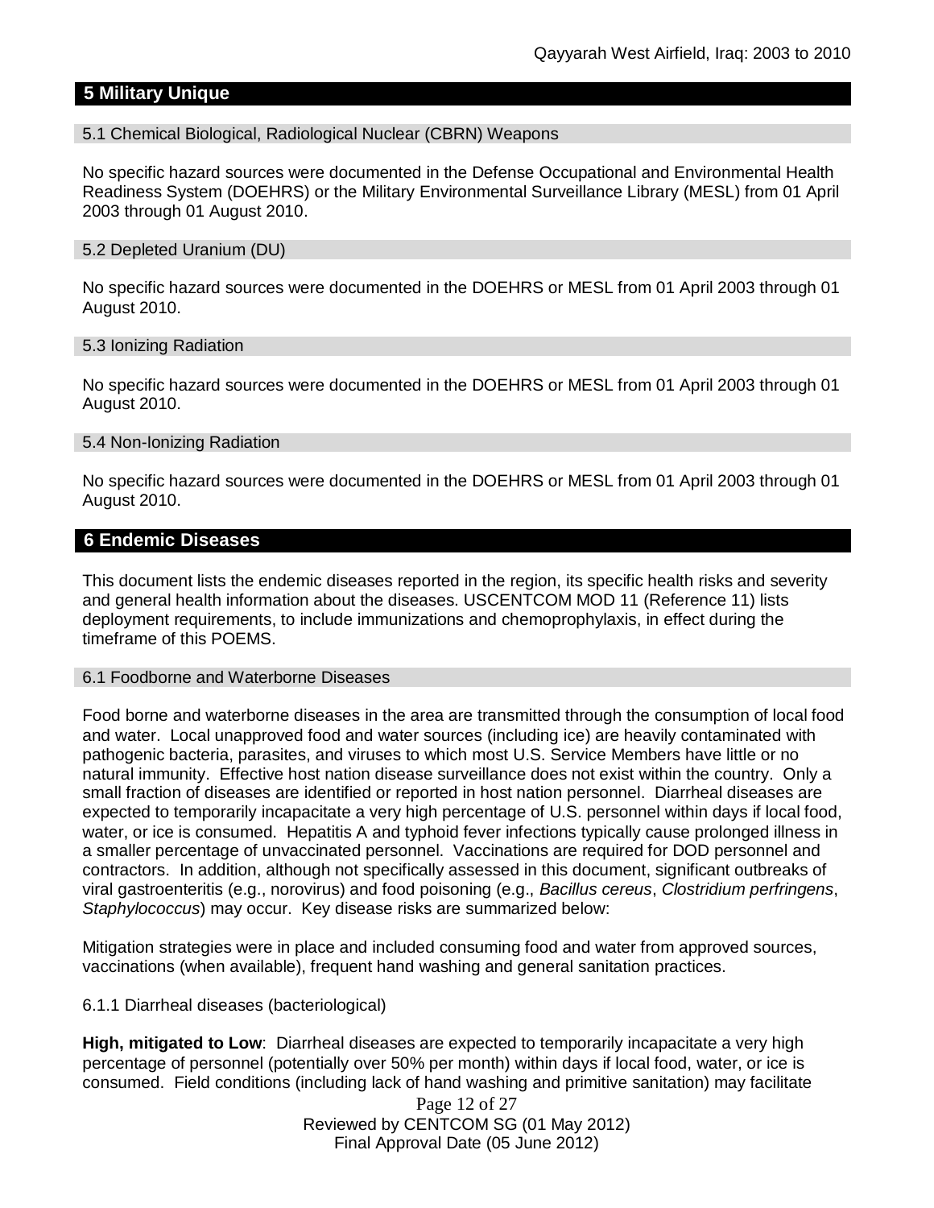## 5 Military Unique

### 5.1 Chemical Biological, Radiological Nuclear (CBRN) Weapons

No specific hazard sources were documented in the Defense Occupational and Environmental Health Readiness System (DOEHRS) or the Military Environmental Surveillance Library (MESL) from 01 April 2003 through 01 August 2010.

### 5.2 Depleted Uranium (DU)

No specific hazard sources were documented in the DOEHRS or MESL from 01 April 2003 through 01 August 2010.

### 5.3 Ionizing Radiation

No specific hazard sources were documented in the DOEHRS or MESL from 01 April 2003 through 01 August 2010.

### 5.4 Non-Ionizing Radiation

No specific hazard sources were documented in the DOEHRS or MESL from 01 April 2003 through 01 August 2010.

## 6 Endemic Diseases

This document lists the endemic diseases reported in the region, its specific health risks and severity and general health information about the diseases. USCENTCOM MOD 11 (Reference 11) lists deployment requirements, to include immunizations and chemoprophylaxis, in effect during the timeframe of this POEMS.

### 6.1 Foodborne and Waterborne Diseases

Food borne and waterborne diseases in the area are transmitted through the consumption of local food and water. Local unapproved food and water sources (including ice) are heavily contaminated with pathogenic bacteria, parasites, and viruses to which most U.S. Service Members have little or no natural immunity. Effective host nation disease surveillance does not exist within the country. Only a small fraction of diseases are identified or reported in host nation personnel. Diarrheal diseases are expected to temporarily incapacitate a very high percentage of U.S. personnel within days if local food, water, or ice is consumed. Hepatitis A and typhoid fever infections typically cause prolonged illness in a smaller percentage of unvaccinated personnel. Vaccinations are required for DOD personnel and contractors. In addition, although not specifically assessed in this document, significant outbreaks of viral gastroenteritis (e.g., norovirus) and food poisoning (e.g., *Bacillus cereus*, *Clostridium perfringens*, *Staphylococcus*) may occur. Key disease risks are summarized below:

Mitigation strategies were in place and included consuming food and water from approved sources, vaccinations (when available), frequent hand washing and general sanitation practices.

#### 6.1.1 Diarrheal diseases (bacteriological)

**High, mitigated to Low**: Diarrheal diseases are expected to temporarily incapacitate a very high percentage of personnel (potentially over 50% per month) within days if local food, water, or ice is consumed. Field conditions (including lack of hand washing and primitive sanitation) may facilitate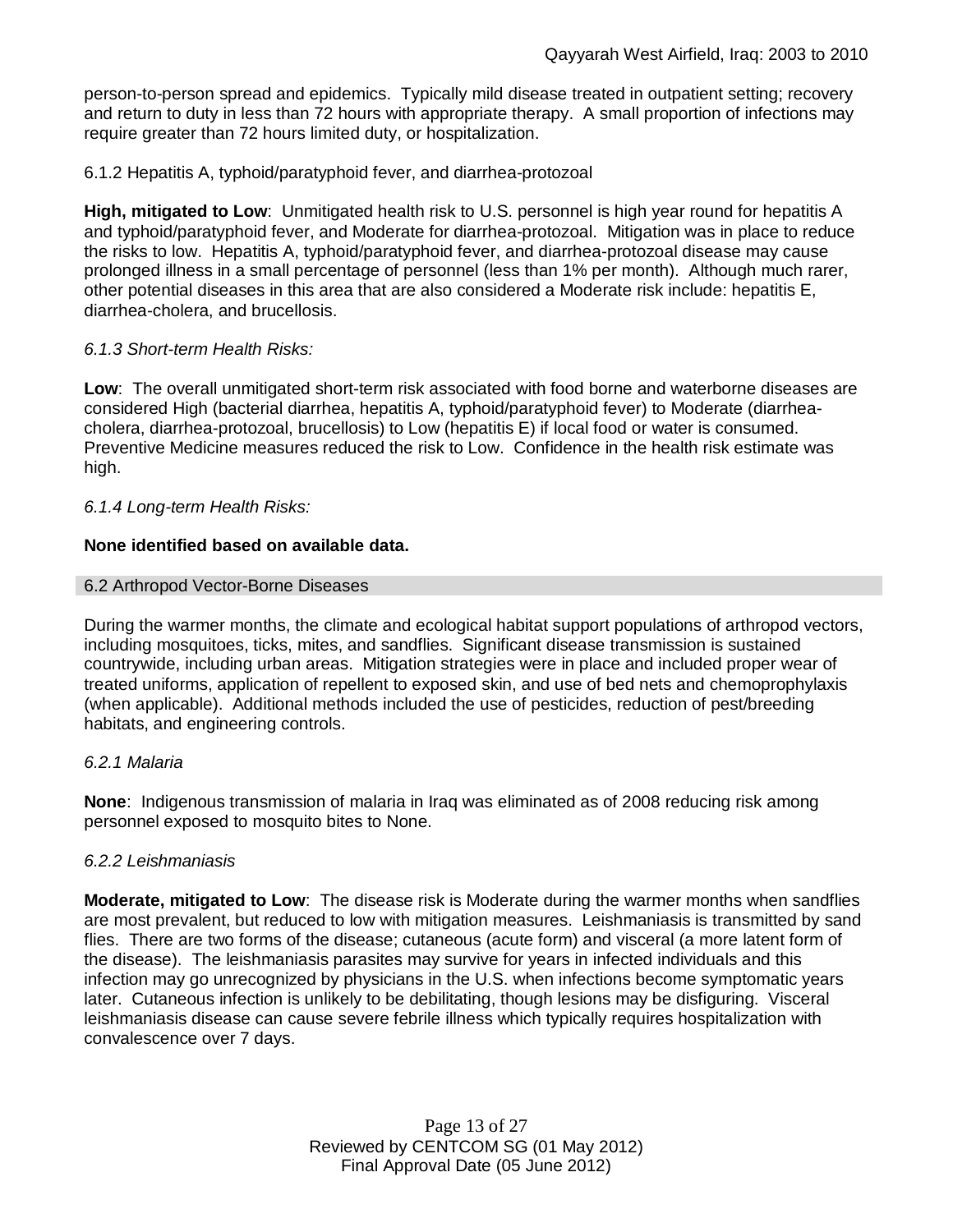person-to-person spread and epidemics. Typically mild disease treated in outpatient setting; recovery and return to duty in less than 72 hours with appropriate therapy. A small proportion of infections may require greater than 72 hours limited duty, or hospitalization.

6.1.2 Hepatitis A, typhoid/paratyphoid fever, and diarrhea-protozoal

**High, mitigated to Low**: Unmitigated health risk to U.S. personnel is high year round for hepatitis A and typhoid/paratyphoid fever, and Moderate for diarrhea-protozoal. Mitigation was in place to reduce the risks to low. Hepatitis A, typhoid/paratyphoid fever, and diarrhea-protozoal disease may cause prolonged illness in a small percentage of personnel (less than 1% per month). Although much rarer, other potential diseases in this area that are also considered a Moderate risk include: hepatitis E, diarrhea-cholera, and brucellosis.

*6.1.3 Short-term Health Risks:*

**Low**: The overall unmitigated short-term risk associated with food borne and waterborne diseases are considered High (bacterial diarrhea, hepatitis A, typhoid/paratyphoid fever) to Moderate (diarrhea-cholera, diarrhea-protozoal, brucellosis) to Low (hepatitis E) if local food or water is consumed. Preventive Medicine measures reduced the risk to Low. Confidence in the health risk estimate was high.

*6.1.4 Long-term Health Risks:*

**None identified based on available data.**

## 6.2 Arthropod Vector-Borne Diseases

During the warmer months, the climate and ecological habitat support populations of arthropod vectors, including mosquitoes, ticks, mites, and sandflies. Significant disease transmission is sustained countrywide, including urban areas. Mitigation strategies were in place and included proper wear of treated uniforms, application of repellent to exposed skin, and use of bed nets and chemoprophylaxis (when applicable). Additional methods included the use of pesticides, reduction of pest/breeding habitats, and engineering controls.

*6.2.1 Malaria*

**None**: Indigenous transmission of malaria in Iraq was eliminated as of 2008 reducing risk among personnel exposed to mosquito bites to None.

*6.2.2 Leishmaniasis*

**Moderate, mitigated to Low**: The disease risk is Moderate during the warmer months when sandflies are most prevalent, but reduced to low with mitigation measures. Leishmaniasis is transmitted by sand flies. There are two forms of the disease; cutaneous (acute form) and visceral (a more latent form of the disease). The leishmaniasis parasites may survive for years in infected individuals and this infection may go unrecognized by physicians in the U.S. when infections become symptomatic years later. Cutaneous infection is unlikely to be debilitating, though lesions may be disfiguring. Visceral leishmaniasis disease can cause severe febrile illness which typically requires hospitalization with convalescence over 7 days.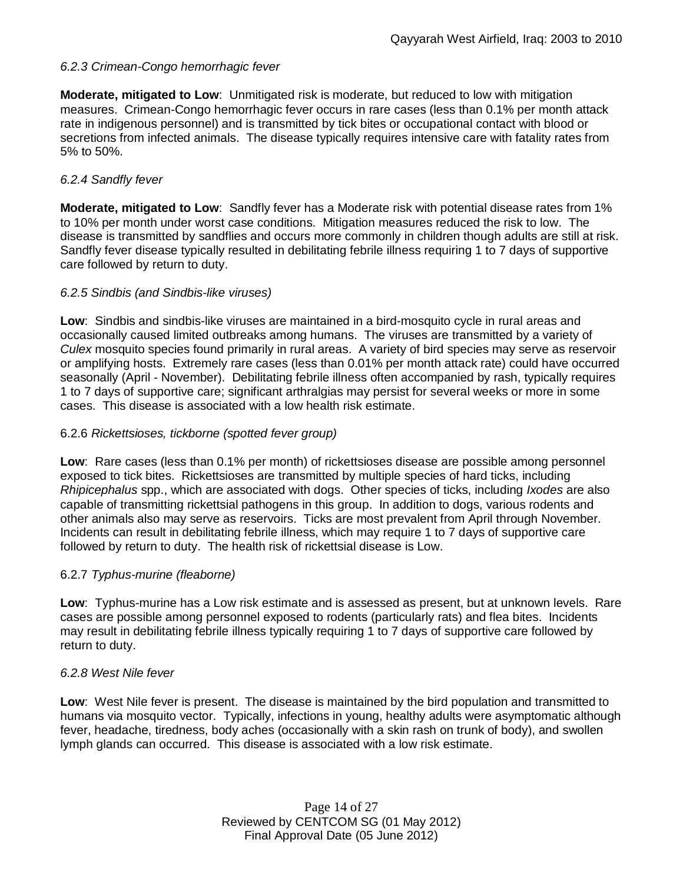#### *6.2.3 Crimean-Congo hemorrhagic fever*

**Moderate, mitigated to Low**: Unmitigated risk is moderate, but reduced to low with mitigation measures. Crimean-Congo hemorrhagic fever occurs in rare cases (less than 0.1% per month attack rate in indigenous personnel) and is transmitted by tick bites or occupational contact with blood or secretions from infected animals. The disease typically requires intensive care with fatality rates from 5% to 50%.

#### *6.2.4 Sandfly fever*

**Moderate, mitigated to Low**: Sandfly fever has a Moderate risk with potential disease rates from 1% to 10% per month under worst case conditions. Mitigation measures reduced the risk to low. The disease is transmitted by sandflies and occurs more commonly in children though adults are still at risk. Sandfly fever disease typically resulted in debilitating febrile illness requiring 1 to 7 days of supportive care followed by return to duty.

#### *6.2.5 Sindbis (and Sindbis-like viruses)*

**Low**: Sindbis and sindbis-like viruses are maintained in a bird-mosquito cycle in rural areas and occasionally caused limited outbreaks among humans. The viruses are transmitted by a variety of *Culex* mosquito species found primarily in rural areas. A variety of bird species may serve as reservoir or amplifying hosts. Extremely rare cases (less than 0.01% per month attack rate) could have occurred seasonally (April - November). Debilitating febrile illness often accompanied by rash, typically requires 1 to 7 days of supportive care; significant arthralgias may persist for several weeks or more in some cases. This disease is associated with a low health risk estimate.

#### 6.2.6 *Rickettsioses, tickborne (spotted fever group)*

**Low**: Rare cases (less than 0.1% per month) of rickettsioses disease are possible among personnel exposed to tick bites. Rickettsioses are transmitted by multiple species of hard ticks, including *Rhipicephalus* spp., which are associated with dogs. Other species of ticks, including *Ixodes* are also capable of transmitting rickettsial pathogens in this group. In addition to dogs, various rodents and other animals also may serve as reservoirs. Ticks are most prevalent from April through November. Incidents can result in debilitating febrile illness, which may require 1 to 7 days of supportive care followed by return to duty. The health risk of rickettsial disease is Low.

#### 6.2.7 *Typhus-murine (fleaborne)*

**Low**: Typhus-murine has a Low risk estimate and is assessed as present, but at unknown levels. Rare cases are possible among personnel exposed to rodents (particularly rats) and flea bites. Incidents may result in debilitating febrile illness typically requiring 1 to 7 days of supportive care followed by return to duty.

#### *6.2.8 West Nile fever*

**Low**: West Nile fever is present. The disease is maintained by the bird population and transmitted to humans via mosquito vector. Typically, infections in young, healthy adults were asymptomatic although fever, headache, tiredness, body aches (occasionally with a skin rash on trunk of body), and swollen lymph glands can occurred. This disease is associated with a low risk estimate.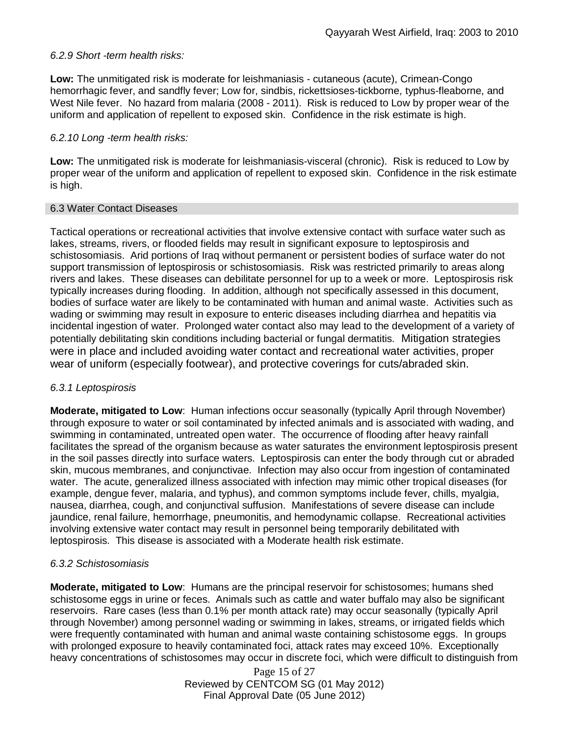*6.2.9 Short -term health risks:*

**Low:** The unmitigated risk is moderate for leishmaniasis - cutaneous (acute), Crimean-Congo hemorrhagic fever, and sandfly fever; Low for, sindbis, rickettsioses-tickborne, typhus-fleaborne, and West Nile fever. No hazard from malaria (2008 - 2011). Risk is reduced to Low by proper wear of the uniform and application of repellent to exposed skin. Confidence in the risk estimate is high.

*6.2.10 Long -term health risks:*

**Low:** The unmitigated risk is moderate for leishmaniasis-visceral (chronic). Risk is reduced to Low by proper wear of the uniform and application of repellent to exposed skin. Confidence in the risk estimate is high.

## 6.3 Water Contact Diseases

Tactical operations or recreational activities that involve extensive contact with surface water such as lakes, streams, rivers, or flooded fields may result in significant exposure to leptospirosis and schistosomiasis. Arid portions of Iraq without permanent or persistent bodies of surface water do not support transmission of leptospirosis or schistosomiasis. Risk was restricted primarily to areas along rivers and lakes. These diseases can debilitate personnel for up to a week or more. Leptospirosis risk typically increases during flooding. In addition, although not specifically assessed in this document, bodies of surface water are likely to be contaminated with human and animal waste. Activities such as wading or swimming may result in exposure to enteric diseases including diarrhea and hepatitis via incidental ingestion of water. Prolonged water contact also may lead to the development of a variety of potentially debilitating skin conditions including bacterial or fungal dermatitis. Mitigation strategies were in place and included avoiding water contact and recreational water activities, proper wear of uniform (especially footwear), and protective coverings for cuts/abraded skin.

*6.3.1 Leptospirosis*

**Moderate, mitigated to Low**: Human infections occur seasonally (typically April through November) through exposure to water or soil contaminated by infected animals and is associated with wading, and swimming in contaminated, untreated open water. The occurrence of flooding after heavy rainfall facilitates the spread of the organism because as water saturates the environment leptospirosis present in the soil passes directly into surface waters. Leptospirosis can enter the body through cut or abraded skin, mucous membranes, and conjunctivae. Infection may also occur from ingestion of contaminated water. The acute, generalized illness associated with infection may mimic other tropical diseases (for example, dengue fever, malaria, and typhus), and common symptoms include fever, chills, myalgia, nausea, diarrhea, cough, and conjunctival suffusion. Manifestations of severe disease can include jaundice, renal failure, hemorrhage, pneumonitis, and hemodynamic collapse. Recreational activities involving extensive water contact may result in personnel being temporarily debilitated with leptospirosis. This disease is associated with a Moderate health risk estimate.

*6.3.2 Schistosomiasis*

**Moderate, mitigated to Low**: Humans are the principal reservoir for schistosomes; humans shed schistosome eggs in urine or feces. Animals such as cattle and water buffalo may also be significant reservoirs. Rare cases (less than 0.1% per month attack rate) may occur seasonally (typically April through November) among personnel wading or swimming in lakes, streams, or irrigated fields which were frequently contaminated with human and animal waste containing schistosome eggs. In groups with prolonged exposure to heavily contaminated foci, attack rates may exceed 10%. Exceptionally heavy concentrations of schistosomes may occur in discrete foci, which were difficult to distinguish from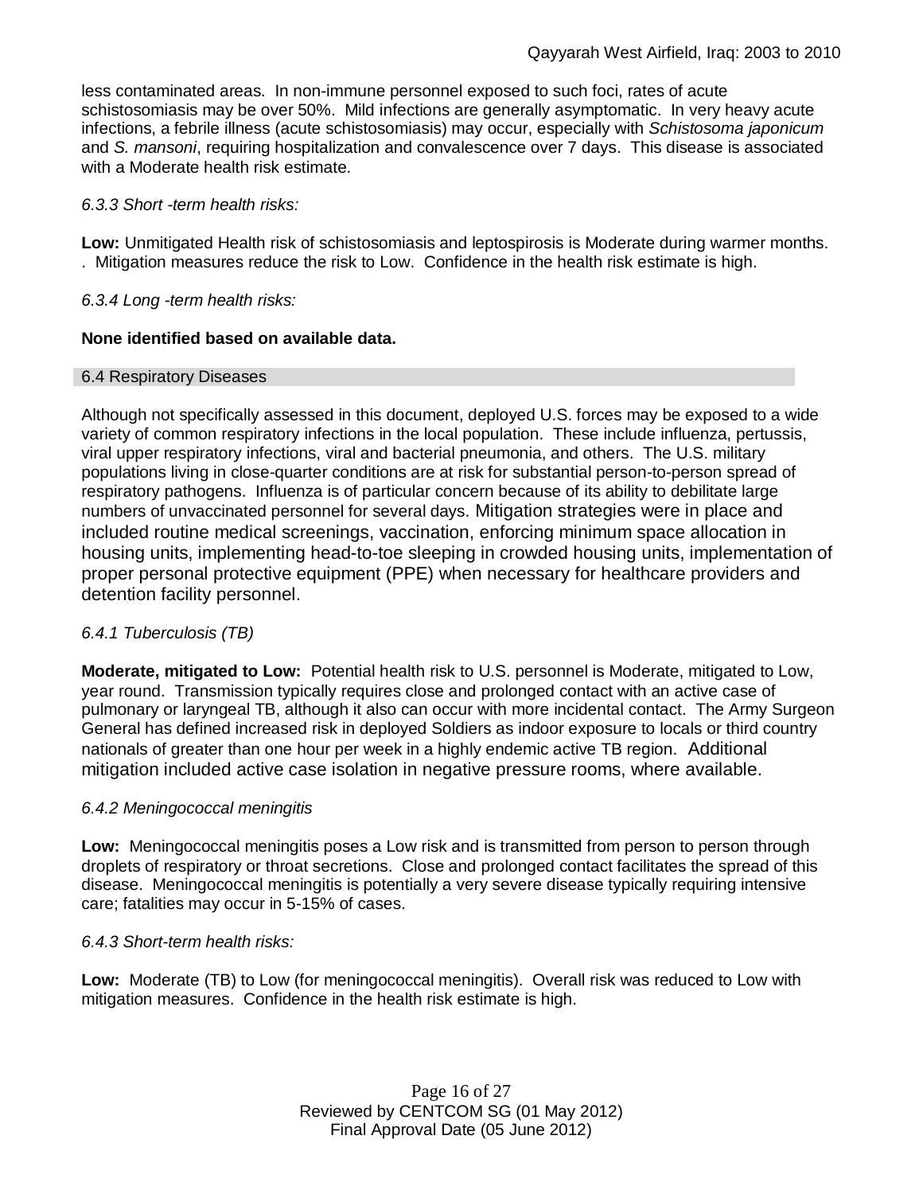less contaminated areas. In non-immune personnel exposed to such foci, rates of acute schistosomiasis may be over 50%. Mild infections are generally asymptomatic. In very heavy acute infections, a febrile illness (acute schistosomiasis) may occur, especially with *Schistosoma japonicum* and *S. mansoni*, requiring hospitalization and convalescence over 7 days. This disease is associated with a Moderate health risk estimate.

*6.3.3 Short -term health risks:*

**Low:** Unmitigated Health risk of schistosomiasis and leptospirosis is Moderate during warmer months. . Mitigation measures reduce the risk to Low. Confidence in the health risk estimate is high.

*6.3.4 Long -term health risks:*

**None identified based on available data.**

## 6.4 Respiratory Diseases

Although not specifically assessed in this document, deployed U.S. forces may be exposed to a wide variety of common respiratory infections in the local population. These include influenza, pertussis, viral upper respiratory infections, viral and bacterial pneumonia, and others. The U.S. military populations living in close-quarter conditions are at risk for substantial person-to-person spread of respiratory pathogens. Influenza is of particular concern because of its ability to debilitate large numbers of unvaccinated personnel for several days. Mitigation strategies were in place and included routine medical screenings, vaccination, enforcing minimum space allocation in housing units, implementing head-to-toe sleeping in crowded housing units, implementation of proper personal protective equipment (PPE) when necessary for healthcare providers and detention facility personnel.

*6.4.1 Tuberculosis (TB)*

**Moderate, mitigated to Low:** Potential health risk to U.S. personnel is Moderate, mitigated to Low, year round. Transmission typically requires close and prolonged contact with an active case of pulmonary or laryngeal TB, although it also can occur with more incidental contact. The Army Surgeon General has defined increased risk in deployed Soldiers as indoor exposure to locals or third country nationals of greater than one hour per week in a highly endemic active TB region. Additional mitigation included active case isolation in negative pressure rooms, where available.

*6.4.2 Meningococcal meningitis*

**Low:** Meningococcal meningitis poses a Low risk and is transmitted from person to person through droplets of respiratory or throat secretions. Close and prolonged contact facilitates the spread of this disease. Meningococcal meningitis is potentially a very severe disease typically requiring intensive care; fatalities may occur in 5-15% of cases.

*6.4.3 Short-term health risks:*

**Low:** Moderate (TB) to Low (for meningococcal meningitis). Overall risk was reduced to Low with mitigation measures. Confidence in the health risk estimate is high.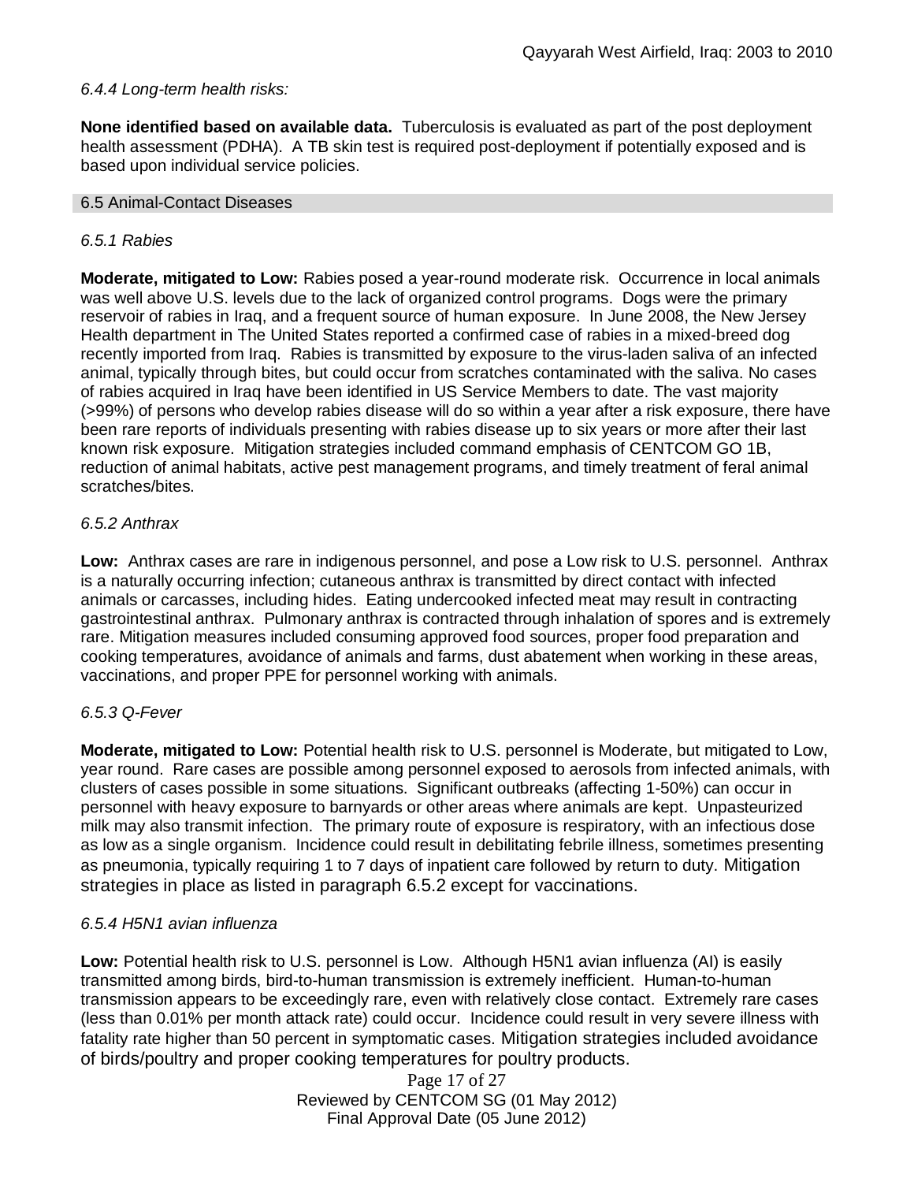*6.4.4 Long-term health risks:*

**None identified based on available data.** Tuberculosis is evaluated as part of the post deployment health assessment (PDHA). A TB skin test is required post-deployment if potentially exposed and is based upon individual service policies.

## 6.5 Animal-Contact Diseases

*6.5.1 Rabies*

**Moderate, mitigated to Low:** Rabies posed a year-round moderate risk. Occurrence in local animals was well above U.S. levels due to the lack of organized control programs. Dogs were the primary reservoir of rabies in Iraq, and a frequent source of human exposure. In June 2008, the New Jersey Health department in The United States reported a confirmed case of rabies in a mixed-breed dog recently imported from Iraq. Rabies is transmitted by exposure to the virus-laden saliva of an infected animal, typically through bites, but could occur from scratches contaminated with the saliva. No cases of rabies acquired in Iraq have been identified in US Service Members to date. The vast majority (>99%) of persons who develop rabies disease will do so within a year after a risk exposure, there have been rare reports of individuals presenting with rabies disease up to six years or more after their last known risk exposure. Mitigation strategies included command emphasis of CENTCOM GO 1B, reduction of animal habitats, active pest management programs, and timely treatment of feral animal scratches/bites.

*6.5.2 Anthrax*

**Low:** Anthrax cases are rare in indigenous personnel, and pose a Low risk to U.S. personnel. Anthrax is a naturally occurring infection; cutaneous anthrax is transmitted by direct contact with infected animals or carcasses, including hides. Eating undercooked infected meat may result in contracting gastrointestinal anthrax. Pulmonary anthrax is contracted through inhalation of spores and is extremely rare. Mitigation measures included consuming approved food sources, proper food preparation and cooking temperatures, avoidance of animals and farms, dust abatement when working in these areas, vaccinations, and proper PPE for personnel working with animals.

*6.5.3 Q-Fever*

**Moderate, mitigated to Low:** Potential health risk to U.S. personnel is Moderate, but mitigated to Low, year round. Rare cases are possible among personnel exposed to aerosols from infected animals, with clusters of cases possible in some situations. Significant outbreaks (affecting 1-50%) can occur in personnel with heavy exposure to barnyards or other areas where animals are kept. Unpasteurized milk may also transmit infection. The primary route of exposure is respiratory, with an infectious dose as low as a single organism. Incidence could result in debilitating febrile illness, sometimes presenting as pneumonia, typically requiring 1 to 7 days of inpatient care followed by return to duty. Mitigation strategies in place as listed in paragraph 6.5.2 except for vaccinations.

*6.5.4 H5N1 avian influenza*

**Low:** Potential health risk to U.S. personnel is Low. Although H5N1 avian influenza (AI) is easily transmitted among birds, bird-to-human transmission is extremely inefficient. Human-to-human transmission appears to be exceedingly rare, even with relatively close contact. Extremely rare cases (less than 0.01% per month attack rate) could occur. Incidence could result in very severe illness with fatality rate higher than 50 percent in symptomatic cases. Mitigation strategies included avoidance of birds/poultry and proper cooking temperatures for poultry products.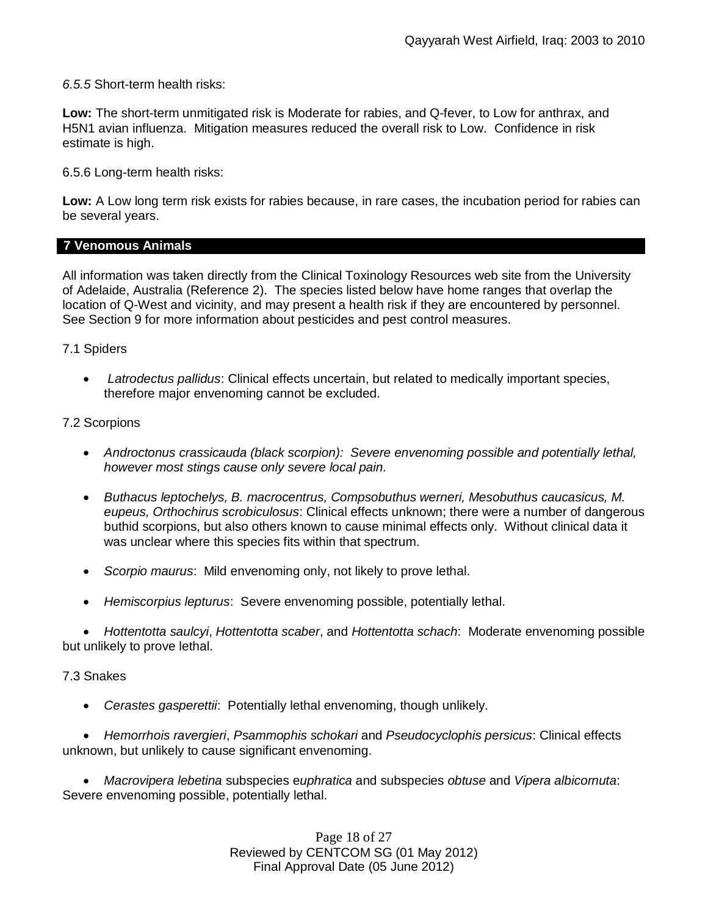*6.5.5* Short-term health risks:

**Low:** The short-term unmitigated risk is Moderate for rabies, and Q-fever, to Low for anthrax, and H5N1 avian influenza. Mitigation measures reduced the overall risk to Low. Confidence in risk estimate is high.

6.5.6 Long-term health risks:

**Low:** A Low long term risk exists for rabies because, in rare cases, the incubation period for rabies can be several years.

## 7 Venomous Animals

All information was taken directly from the Clinical Toxinology Resources web site from the University of Adelaide, Australia (Reference 2). The species listed below have home ranges that overlap the location of Q-West and vicinity, and may present a health risk if they are encountered by personnel. See Section 9 for more information about pesticides and pest control measures.

7.1 Spiders

- *Latrodectus pallidus*: Clinical effects uncertain, but related to medically important species, therefore major envenoming cannot be excluded.

7.2 Scorpions

- *Androctonus crassicauda (black scorpion): Severe envenoming possible and potentially lethal, however most stings cause only severe local pain.*
- *Buthacus leptochelys, B. macrocentrus, Compsobuthus werneri, Mesobuthus caucasicus, M. eupeus, Orthochirus scrobiculosus*: Clinical effects unknown; there were a number of dangerous buthid scorpions, but also others known to cause minimal effects only. Without clinical data it was unclear where this species fits within that spectrum.
- *Scorpio maurus*: Mild envenoming only, not likely to prove lethal.
- *Hemiscorpius lepturus*: Severe envenoming possible, potentially lethal.
- *Hottentotta saulcyi*, *Hottentotta scaber*, and *Hottentotta schach*: Moderate envenoming possible but unlikely to prove lethal.

7.3 Snakes

- *Cerastes gasperettii*: Potentially lethal envenoming, though unlikely.
- *Hemorrhois ravergieri*, *Psammophis schokari* and *Pseudocyclophis persicus*: Clinical effects unknown, but unlikely to cause significant envenoming.
- *Macrovipera lebetina* subspecies e*uphratica* and subspecies *obtuse* and *Vipera albicornuta*: Severe envenoming possible, potentially lethal.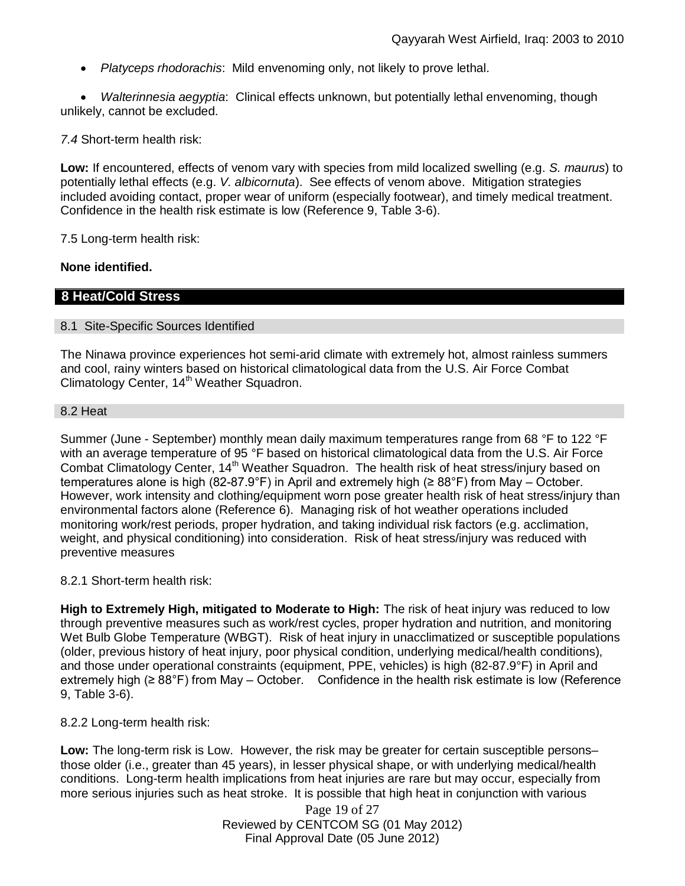- *Platyceps rhodorachis*: Mild envenoming only, not likely to prove lethal.

- *Walterinnesia aegyptia*: Clinical effects unknown, but potentially lethal envenoming, though unlikely, cannot be excluded.

*7.4* Short-term health risk:

**Low:** If encountered, effects of venom vary with species from mild localized swelling (e.g. *S. maurus*) to potentially lethal effects (e.g. *V. albicornuta*). See effects of venom above. Mitigation strategies included avoiding contact, proper wear of uniform (especially footwear), and timely medical treatment. Confidence in the health risk estimate is low (Reference 9, Table 3-6).

7.5 Long-term health risk:

**None identified.**

## 8 Heat/Cold Stress

### 8.1 Site-Specific Sources Identified

The Ninawa province experiences hot semi-arid climate with extremely hot, almost rainless summers and cool, rainy winters based on historical climatological data from the U.S. Air Force Combat Climatology Center, 14th Weather Squadron.

### 8.2 Heat

Summer (June - September) monthly mean daily maximum temperatures range from 68 °F to 122 °F with an average temperature of 95 °F based on historical climatological data from the U.S. Air Force Combat Climatology Center, 14th Weather Squadron. The health risk of heat stress/injury based on temperatures alone is high (82-87.9°F) in April and extremely high (≥ 88°F) from May – October. However, work intensity and clothing/equipment worn pose greater health risk of heat stress/injury than environmental factors alone (Reference 6). Managing risk of hot weather operations included monitoring work/rest periods, proper hydration, and taking individual risk factors (e.g. acclimation, weight, and physical conditioning) into consideration. Risk of heat stress/injury was reduced with preventive measures

8.2.1 Short-term health risk:

**High to Extremely High, mitigated to Moderate to High:** The risk of heat injury was reduced to low through preventive measures such as work/rest cycles, proper hydration and nutrition, and monitoring Wet Bulb Globe Temperature (WBGT). Risk of heat injury in unacclimatized or susceptible populations (older, previous history of heat injury, poor physical condition, underlying medical/health conditions), and those under operational constraints (equipment, PPE, vehicles) is high (82-87.9°F) in April and extremely high (≥ 88°F) from May – October. Confidence in the health risk estimate is low (Reference 9, Table 3-6).

8.2.2 Long-term health risk:

**Low:** The long-term risk is Low. However, the risk may be greater for certain susceptible persons– those older (i.e., greater than 45 years), in lesser physical shape, or with underlying medical/health conditions. Long-term health implications from heat injuries are rare but may occur, especially from more serious injuries such as heat stroke. It is possible that high heat in conjunction with various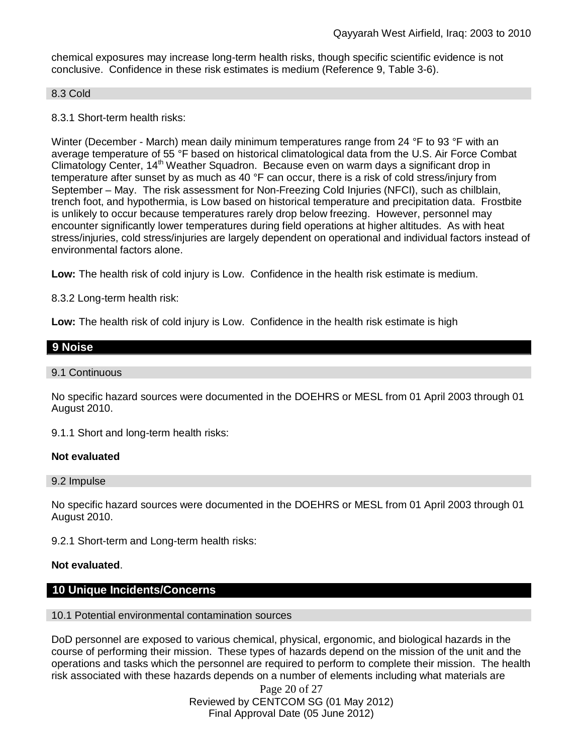chemical exposures may increase long-term health risks, though specific scientific evidence is not conclusive. Confidence in these risk estimates is medium (Reference 9, Table 3-6).

### 8.3 Cold

8.3.1 Short-term health risks:

Winter (December - March) mean daily minimum temperatures range from 24 °F to 93 °F with an average temperature of 55 °F based on historical climatological data from the U.S. Air Force Combat Climatology Center, 14th Weather Squadron. Because even on warm days a significant drop in temperature after sunset by as much as 40 °F can occur, there is a risk of cold stress/injury from September – May. The risk assessment for Non-Freezing Cold Injuries (NFCI), such as chilblain, trench foot, and hypothermia, is Low based on historical temperature and precipitation data. Frostbite is unlikely to occur because temperatures rarely drop below freezing. However, personnel may encounter significantly lower temperatures during field operations at higher altitudes. As with heat stress/injuries, cold stress/injuries are largely dependent on operational and individual factors instead of environmental factors alone.

**Low:** The health risk of cold injury is Low. Confidence in the health risk estimate is medium.

8.3.2 Long-term health risk:

**Low:** The health risk of cold injury is Low. Confidence in the health risk estimate is high

## 9 Noise

### 9.1 Continuous

No specific hazard sources were documented in the DOEHRS or MESL from 01 April 2003 through 01 August 2010.

9.1.1 Short and long-term health risks:

**Not evaluated**

### 9.2 Impulse

No specific hazard sources were documented in the DOEHRS or MESL from 01 April 2003 through 01 August 2010.

9.2.1 Short-term and Long-term health risks:

**Not evaluated**.

## 10 Unique Incidents/Concerns

### 10.1 Potential environmental contamination sources

DoD personnel are exposed to various chemical, physical, ergonomic, and biological hazards in the course of performing their mission. These types of hazards depend on the mission of the unit and the operations and tasks which the personnel are required to perform to complete their mission. The health risk associated with these hazards depends on a number of elements including what materials are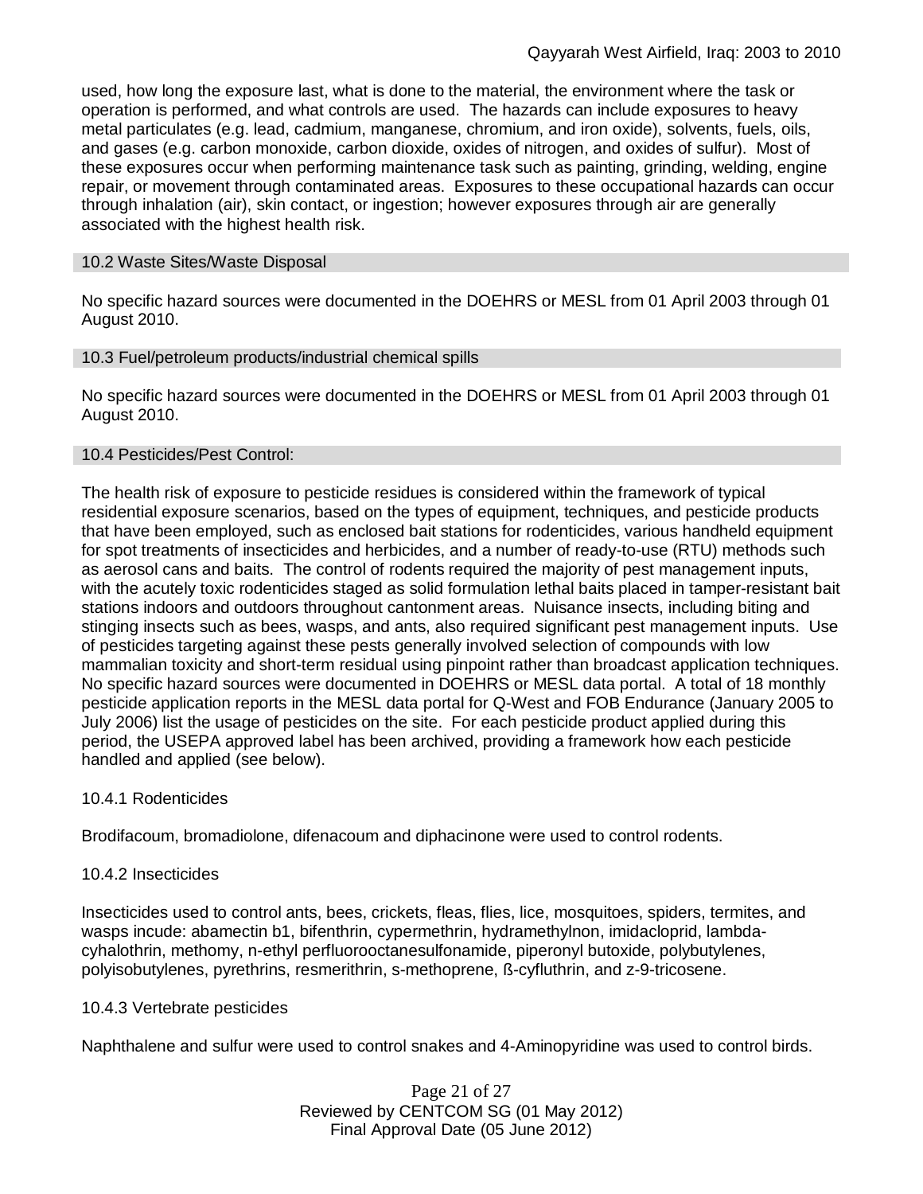used, how long the exposure last, what is done to the material, the environment where the task or operation is performed, and what controls are used. The hazards can include exposures to heavy metal particulates (e.g. lead, cadmium, manganese, chromium, and iron oxide), solvents, fuels, oils, and gases (e.g. carbon monoxide, carbon dioxide, oxides of nitrogen, and oxides of sulfur). Most of these exposures occur when performing maintenance task such as painting, grinding, welding, engine repair, or movement through contaminated areas. Exposures to these occupational hazards can occur through inhalation (air), skin contact, or ingestion; however exposures through air are generally associated with the highest health risk.

### 10.2 Waste Sites/Waste Disposal

No specific hazard sources were documented in the DOEHRS or MESL from 01 April 2003 through 01 August 2010.

### 10.3 Fuel/petroleum products/industrial chemical spills

No specific hazard sources were documented in the DOEHRS or MESL from 01 April 2003 through 01 August 2010.

### 10.4 Pesticides/Pest Control:

The health risk of exposure to pesticide residues is considered within the framework of typical residential exposure scenarios, based on the types of equipment, techniques, and pesticide products that have been employed, such as enclosed bait stations for rodenticides, various handheld equipment for spot treatments of insecticides and herbicides, and a number of ready-to-use (RTU) methods such as aerosol cans and baits. The control of rodents required the majority of pest management inputs, with the acutely toxic rodenticides staged as solid formulation lethal baits placed in tamper-resistant bait stations indoors and outdoors throughout cantonment areas. Nuisance insects, including biting and stinging insects such as bees, wasps, and ants, also required significant pest management inputs. Use of pesticides targeting against these pests generally involved selection of compounds with low mammalian toxicity and short-term residual using pinpoint rather than broadcast application techniques. No specific hazard sources were documented in DOEHRS or MESL data portal. A total of 18 monthly pesticide application reports in the MESL data portal for Q-West and FOB Endurance (January 2005 to July 2006) list the usage of pesticides on the site. For each pesticide product applied during this period, the USEPA approved label has been archived, providing a framework how each pesticide handled and applied (see below).

#### 10.4.1 Rodenticides

Brodifacoum, bromadiolone, difenacoum and diphacinone were used to control rodents.

#### 10.4.2 Insecticides

Insecticides used to control ants, bees, crickets, fleas, flies, lice, mosquitoes, spiders, termites, and wasps incude: abamectin b1, bifenthrin, cypermethrin, hydramethylnon, imidacloprid, lambda-cyhalothrin, methomy, n-ethyl perfluorooctanesulfonamide, piperonyl butoxide, polybutylenes, polyisobutylenes, pyrethrins, resmerithrin, s-methoprene, ß-cyfluthrin, and z-9-tricosene.

#### 10.4.3 Vertebrate pesticides

Naphthalene and sulfur were used to control snakes and 4-Aminopyridine was used to control birds.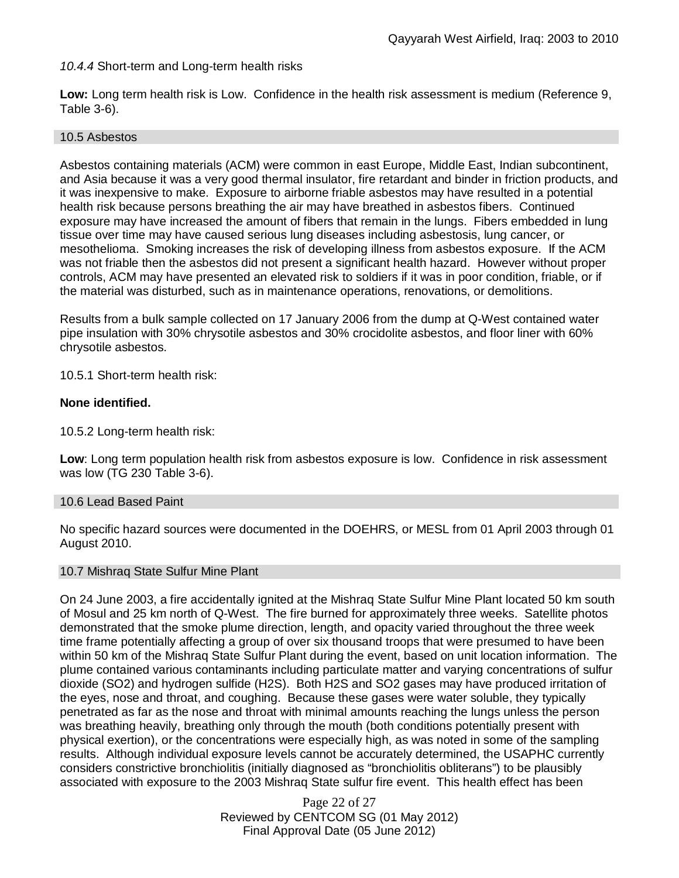*10.4.4* Short-term and Long-term health risks

**Low:** Long term health risk is Low. Confidence in the health risk assessment is medium (Reference 9, Table 3-6).

### 10.5 Asbestos

Asbestos containing materials (ACM) were common in east Europe, Middle East, Indian subcontinent, and Asia because it was a very good thermal insulator, fire retardant and binder in friction products, and it was inexpensive to make. Exposure to airborne friable asbestos may have resulted in a potential health risk because persons breathing the air may have breathed in asbestos fibers. Continued exposure may have increased the amount of fibers that remain in the lungs. Fibers embedded in lung tissue over time may have caused serious lung diseases including asbestosis, lung cancer, or mesothelioma. Smoking increases the risk of developing illness from asbestos exposure. If the ACM was not friable then the asbestos did not present a significant health hazard. However without proper controls, ACM may have presented an elevated risk to soldiers if it was in poor condition, friable, or if the material was disturbed, such as in maintenance operations, renovations, or demolitions.

Results from a bulk sample collected on 17 January 2006 from the dump at Q-West contained water pipe insulation with 30% chrysotile asbestos and 30% crocidolite asbestos, and floor liner with 60% chrysotile asbestos.

10.5.1 Short-term health risk:

**None identified.**

10.5.2 Long-term health risk:

**Low**: Long term population health risk from asbestos exposure is low. Confidence in risk assessment was low (TG 230 Table 3-6).

### 10.6 Lead Based Paint

No specific hazard sources were documented in the DOEHRS, or MESL from 01 April 2003 through 01 August 2010.

### 10.7 Mishraq State Sulfur Mine Plant

On 24 June 2003, a fire accidentally ignited at the Mishraq State Sulfur Mine Plant located 50 km south of Mosul and 25 km north of Q-West. The fire burned for approximately three weeks. Satellite photos demonstrated that the smoke plume direction, length, and opacity varied throughout the three week time frame potentially affecting a group of over six thousand troops that were presumed to have been within 50 km of the Mishraq State Sulfur Plant during the event, based on unit location information. The plume contained various contaminants including particulate matter and varying concentrations of sulfur dioxide ($SO_2$) and hydrogen sulfide ($H_2S$). Both $H_2S$ and $SO_2$ gases may have produced irritation of the eyes, nose and throat, and coughing. Because these gases were water soluble, they typically penetrated as far as the nose and throat with minimal amounts reaching the lungs unless the person was breathing heavily, breathing only through the mouth (both conditions potentially present with physical exertion), or the concentrations were especially high, as was noted in some of the sampling results. Although individual exposure levels cannot be accurately determined, the USAPHC currently considers constrictive bronchiolitis (initially diagnosed as "bronchiolitis obliterans") to be plausibly associated with exposure to the 2003 Mishraq State sulfur fire event. This health effect has been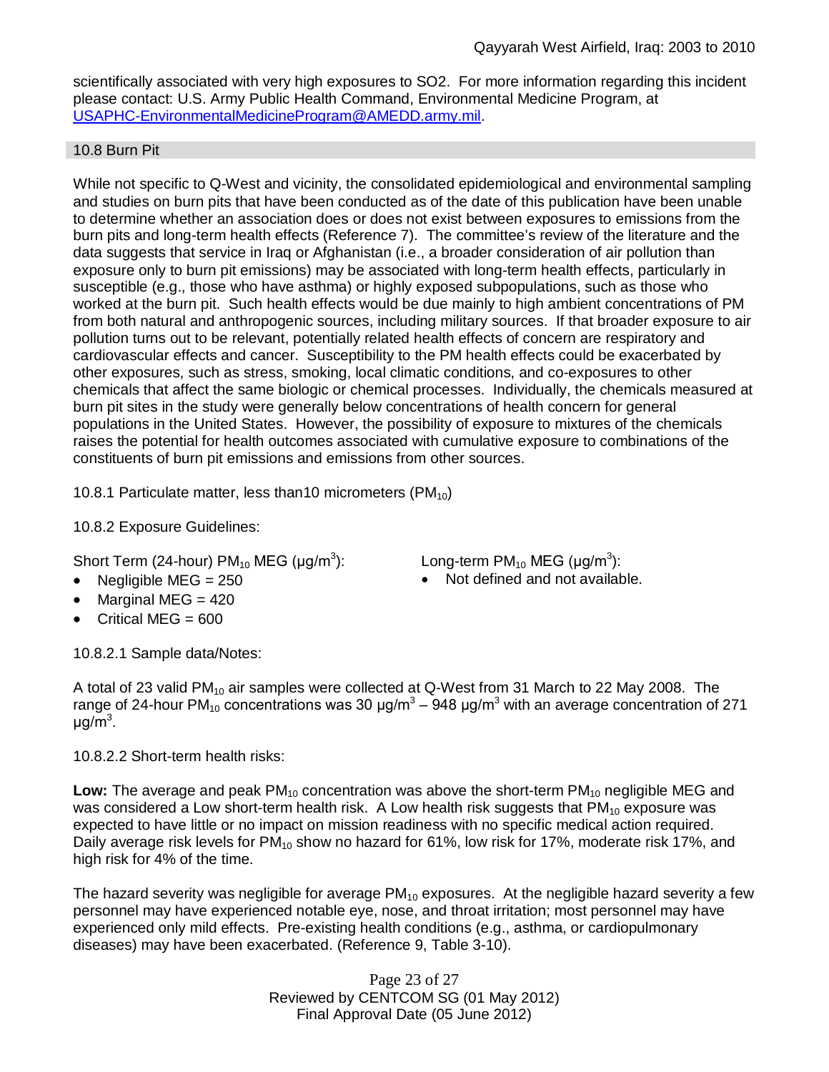scientifically associated with very high exposures to SO2. For more information regarding this incident please contact: U.S. Army Public Health Command, Environmental Medicine Program, at USAPHC-EnvironmentalMedicineProgram@AMEDD.army.mil.

### 10.8 Burn Pit

While not specific to Q-West and vicinity, the consolidated epidemiological and environmental sampling and studies on burn pits that have been conducted as of the date of this publication have been unable to determine whether an association does or does not exist between exposures to emissions from the burn pits and long-term health effects (Reference 7). The committee's review of the literature and the data suggests that service in Iraq or Afghanistan (i.e., a broader consideration of air pollution than exposure only to burn pit emissions) may be associated with long-term health effects, particularly in susceptible (e.g., those who have asthma) or highly exposed subpopulations, such as those who worked at the burn pit. Such health effects would be due mainly to high ambient concentrations of PM from both natural and anthropogenic sources, including military sources. If that broader exposure to air pollution turns out to be relevant, potentially related health effects of concern are respiratory and cardiovascular effects and cancer. Susceptibility to the PM health effects could be exacerbated by other exposures, such as stress, smoking, local climatic conditions, and co-exposures to other chemicals that affect the same biologic or chemical processes. Individually, the chemicals measured at burn pit sites in the study were generally below concentrations of health concern for general populations in the United States. However, the possibility of exposure to mixtures of the chemicals raises the potential for health outcomes associated with cumulative exposure to combinations of the constituents of burn pit emissions and emissions from other sources.

10.8.1 Particulate matter, less than10 micrometers ($PM_{10}$)

10.8.2 Exposure Guidelines:

Short Term (24-hour) $PM_{10}$ MEG ($\mu g/m^3$):

- Negligible MEG = 250
- Marginal MEG = 420
- Critical MEG = 600

Long-term $PM_{10}$ MEG ($\mu g/m^3$):

- Not defined and not available.

10.8.2.1 Sample data/Notes:

A total of 23 valid $PM_{10}$ air samples were collected at Q-West from 31 March to 22 May 2008. The range of 24-hour $PM_{10}$ concentrations was 30 $\mu g/m^3$ – 948 $\mu g/m^3$ with an average concentration of 271 $\mu g/m^3$.

10.8.2.2 Short-term health risks:

**Low:** The average and peak $PM_{10}$ concentration was above the short-term $PM_{10}$ negligible MEG and was considered a Low short-term health risk. A Low health risk suggests that $PM_{10}$ exposure was expected to have little or no impact on mission readiness with no specific medical action required. Daily average risk levels for $PM_{10}$ show no hazard for 61%, low risk for 17%, moderate risk 17%, and high risk for 4% of the time.

The hazard severity was negligible for average $PM_{10}$ exposures. At the negligible hazard severity a few personnel may have experienced notable eye, nose, and throat irritation; most personnel may have experienced only mild effects. Pre-existing health conditions (e.g., asthma, or cardiopulmonary diseases) may have been exacerbated. (Reference 9, Table 3-10).

Reviewed by CENTCOM SG (01 May 2012)
Final Approval Date (05 June 2012)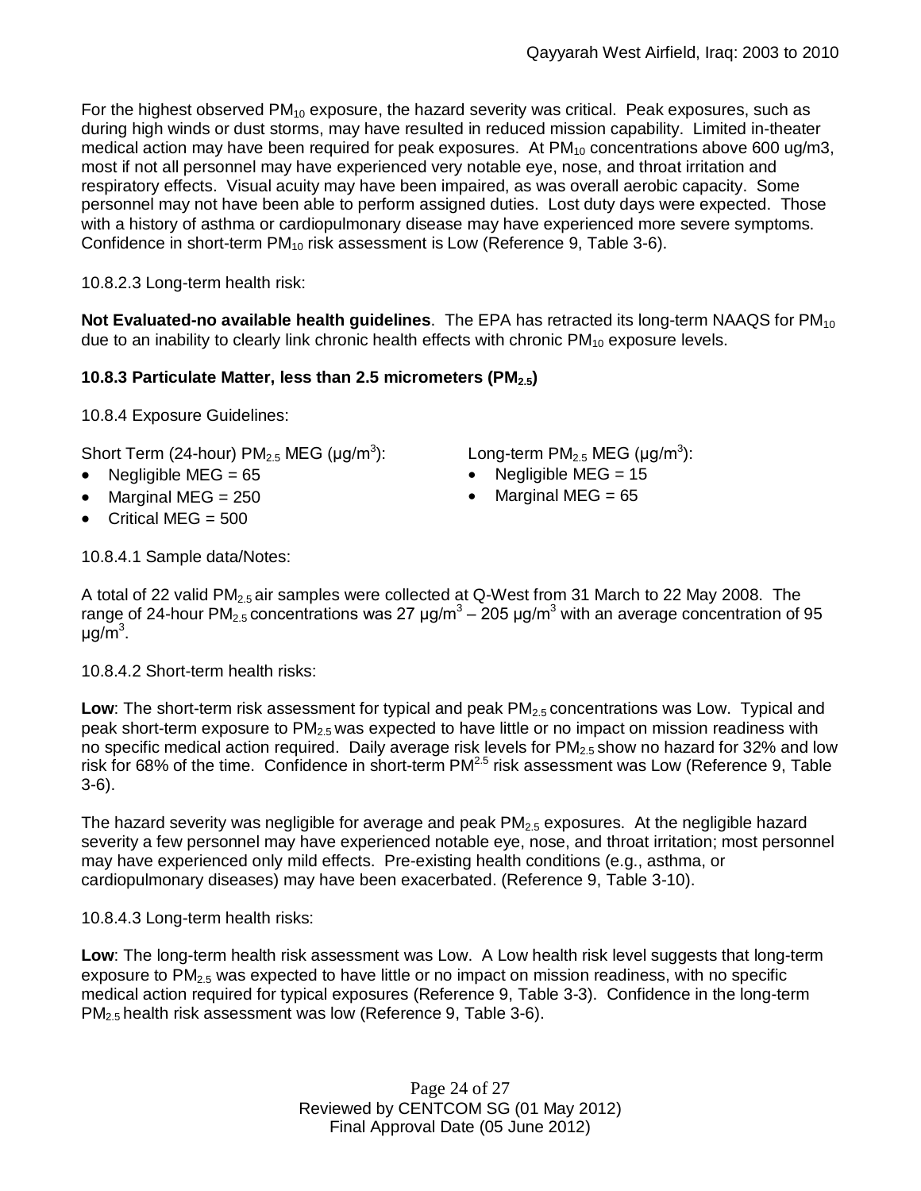For the highest observed $PM_{10}$ exposure, the hazard severity was critical. Peak exposures, such as during high winds or dust storms, may have resulted in reduced mission capability. Limited in-theater medical action may have been required for peak exposures. At $PM_{10}$ concentrations above 600 ug/m3, most if not all personnel may have experienced very notable eye, nose, and throat irritation and respiratory effects. Visual acuity may have been impaired, as was overall aerobic capacity. Some personnel may not have been able to perform assigned duties. Lost duty days were expected. Those with a history of asthma or cardiopulmonary disease may have experienced more severe symptoms. Confidence in short-term $PM_{10}$ risk assessment is Low (Reference 9, Table 3-6).

10.8.2.3 Long-term health risk:

**Not Evaluated-no available health guidelines**. The EPA has retracted its long-term NAAQS for $PM_{10}$ due to an inability to clearly link chronic health effects with chronic $PM_{10}$ exposure levels.

**10.8.3 Particulate Matter, less than 2.5 micrometers ($PM_{2.5}$)**

10.8.4 Exposure Guidelines:

Short Term (24-hour) $PM_{2.5}$ MEG ($\mu g/m^3$):

- Negligible MEG = 65
- Marginal MEG = 250
- Critical MEG = 500

Long-term $PM_{2.5}$ MEG ($\mu g/m^3$):

- Negligible MEG = 15
- Marginal MEG = 65

10.8.4.1 Sample data/Notes:

A total of 22 valid $PM_{2.5}$ air samples were collected at Q-West from 31 March to 22 May 2008. The range of 24-hour $PM_{2.5}$ concentrations was 27 $\mu g/m^3$ – 205 $\mu g/m^3$ with an average concentration of 95 $\mu g/m^3$.

10.8.4.2 Short-term health risks:

**Low**: The short-term risk assessment for typical and peak $PM_{2.5}$ concentrations was Low. Typical and peak short-term exposure to $PM_{2.5}$ was expected to have little or no impact on mission readiness with no specific medical action required. Daily average risk levels for $PM_{2.5}$ show no hazard for 32% and low risk for 68% of the time. Confidence in short-term $PM^{2.5}$ risk assessment was Low (Reference 9, Table 3-6).

The hazard severity was negligible for average and peak $PM_{2.5}$ exposures. At the negligible hazard severity a few personnel may have experienced notable eye, nose, and throat irritation; most personnel may have experienced only mild effects. Pre-existing health conditions (e.g., asthma, or cardiopulmonary diseases) may have been exacerbated. (Reference 9, Table 3-10).

10.8.4.3 Long-term health risks:

**Low**: The long-term health risk assessment was Low. A Low health risk level suggests that long-term exposure to $PM_{2.5}$ was expected to have little or no impact on mission readiness, with no specific medical action required for typical exposures (Reference 9, Table 3-3). Confidence in the long-term $PM_{2.5}$ health risk assessment was low (Reference 9, Table 3-6).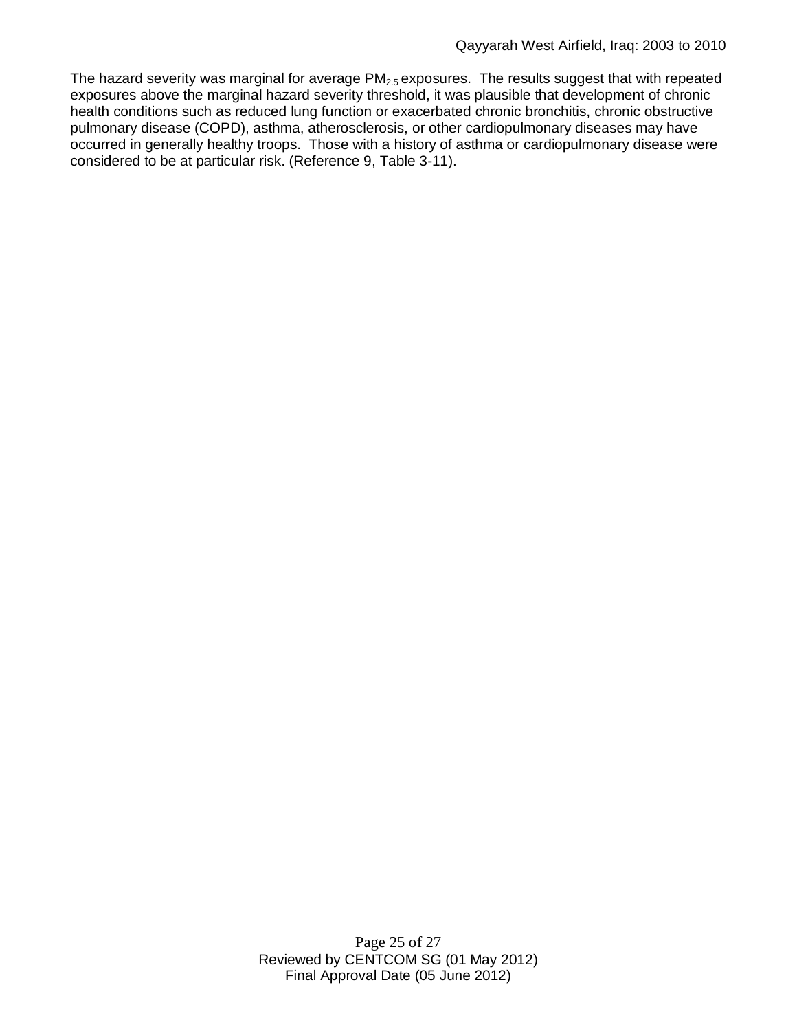The hazard severity was marginal for average $PM_{2.5}$ exposures. The results suggest that with repeated exposures above the marginal hazard severity threshold, it was plausible that development of chronic health conditions such as reduced lung function or exacerbated chronic bronchitis, chronic obstructive pulmonary disease (COPD), asthma, atherosclerosis, or other cardiopulmonary diseases may have occurred in generally healthy troops. Those with a history of asthma or cardiopulmonary disease were considered to be at particular risk. (Reference 9, Table 3-11).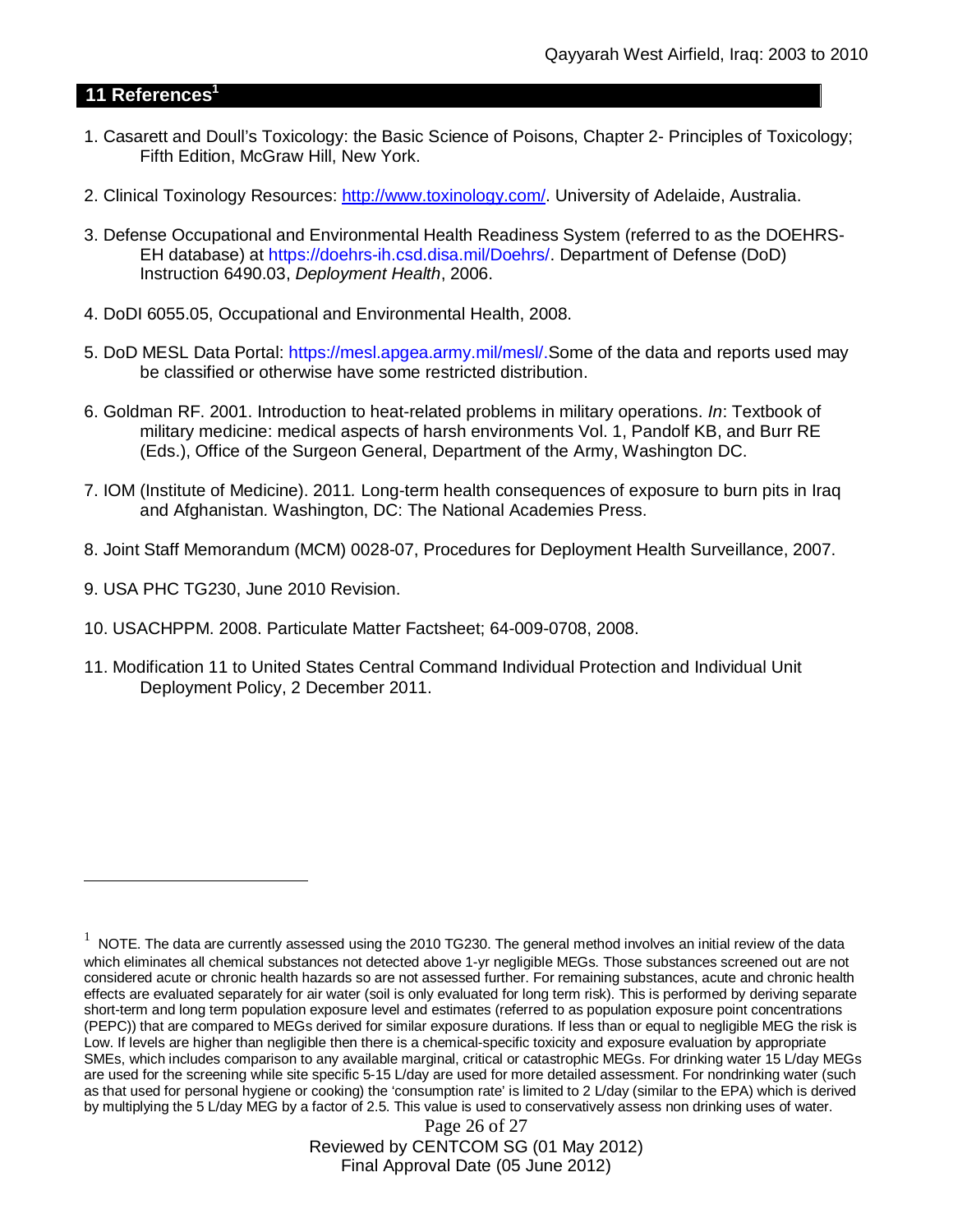## 11 References[1]

1. Casarett and Doull's Toxicology: the Basic Science of Poisons, Chapter 2- Principles of Toxicology; Fifth Edition, McGraw Hill, New York.

2. Clinical Toxinology Resources: http://www.toxinology.com/. University of Adelaide, Australia.

3. Defense Occupational and Environmental Health Readiness System (referred to as the DOEHRS-EH database) at https://doehrs-ih.csd.disa.mil/Doehrs/. Department of Defense (DoD) Instruction 6490.03, *Deployment Health*, 2006.

4. DoDI 6055.05, Occupational and Environmental Health, 2008.

5. DoD MESL Data Portal: https://mesl.apgea.army.mil/mesl/.Some of the data and reports used may be classified or otherwise have some restricted distribution.

6. Goldman RF. 2001. Introduction to heat-related problems in military operations. *In*: Textbook of military medicine: medical aspects of harsh environments Vol. 1, Pandolf KB, and Burr RE (Eds.), Office of the Surgeon General, Department of the Army, Washington DC.

7. IOM (Institute of Medicine). 2011*.* Long-term health consequences of exposure to burn pits in Iraq and Afghanistan*.* Washington, DC: The National Academies Press.

8. Joint Staff Memorandum (MCM) 0028-07, Procedures for Deployment Health Surveillance, 2007.

9. USA PHC TG230, June 2010 Revision.

10. USACHPPM. 2008. Particulate Matter Factsheet; 64-009-0708, 2008.

11. Modification 11 to United States Central Command Individual Protection and Individual Unit Deployment Policy, 2 December 2011.

---

[1] NOTE. The data are currently assessed using the 2010 TG230. The general method involves an initial review of the data which eliminates all chemical substances not detected above 1-yr negligible MEGs. Those substances screened out are not considered acute or chronic health hazards so are not assessed further. For remaining substances, acute and chronic health effects are evaluated separately for air water (soil is only evaluated for long term risk). This is performed by deriving separate short-term and long term population exposure level and estimates (referred to as population exposure point concentrations (PEPC)) that are compared to MEGs derived for similar exposure durations. If less than or equal to negligible MEG the risk is Low. If levels are higher than negligible then there is a chemical-specific toxicity and exposure evaluation by appropriate SMEs, which includes comparison to any available marginal, critical or catastrophic MEGs. For drinking water 15 L/day MEGs are used for the screening while site specific 5-15 L/day are used for more detailed assessment. For nondrinking water (such as that used for personal hygiene or cooking) the 'consumption rate' is limited to 2 L/day (similar to the EPA) which is derived by multiplying the 5 L/day MEG by a factor of 2.5. This value is used to conservatively assess non drinking uses of water.

Reviewed by CENTCOM SG (01 May 2012)
Final Approval Date (05 June 2012)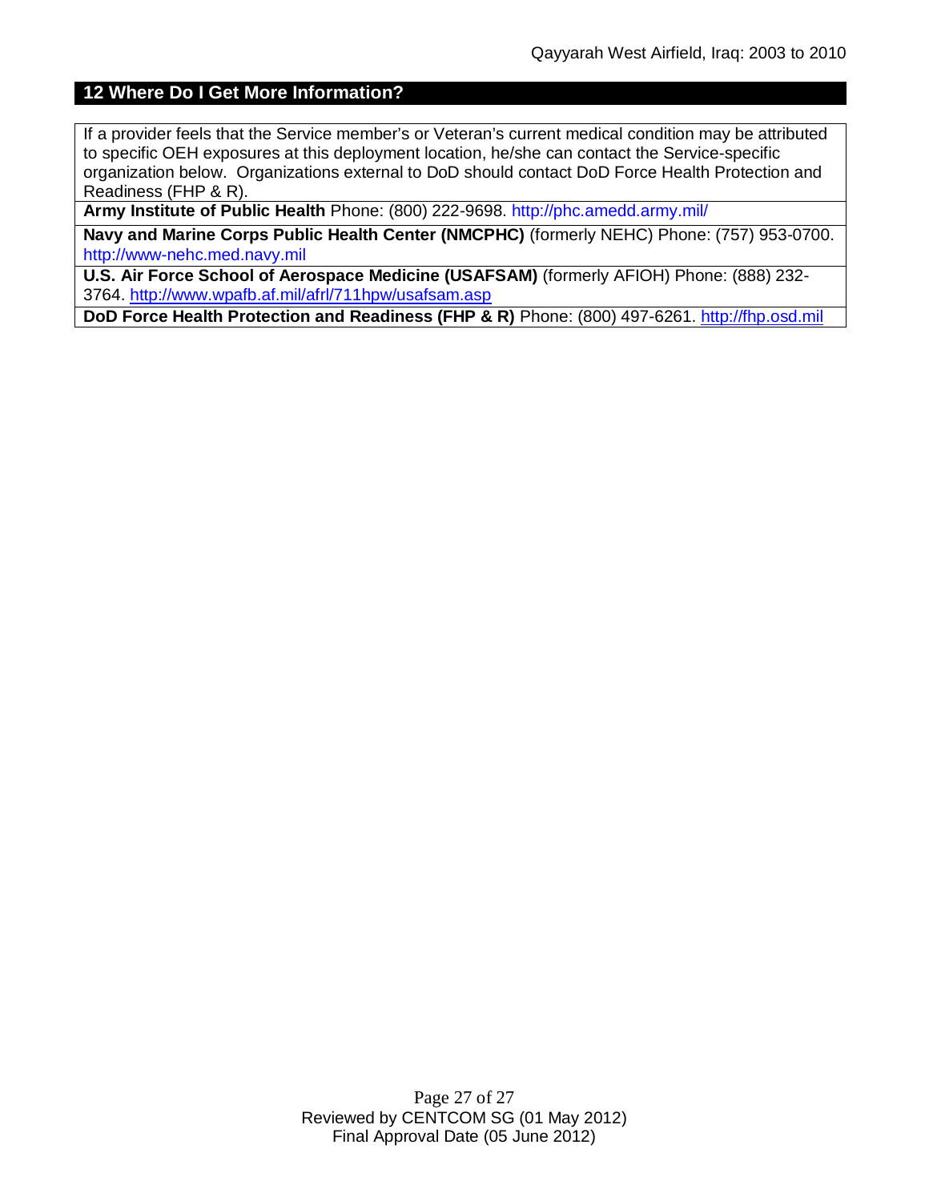## 12 Where Do I Get More Information?

If a provider feels that the Service member's or Veteran's current medical condition may be attributed to specific OEH exposures at this deployment location, he/she can contact the Service-specific organization below. Organizations external to DoD should contact DoD Force Health Protection and Readiness (FHP & R).

**Army Institute of Public Health** Phone: (800) 222-9698. http://phc.amedd.army.mil/

**Navy and Marine Corps Public Health Center (NMCPHC)** (formerly NEHC) Phone: (757) 953-0700. http://www-nehc.med.navy.mil

**U.S. Air Force School of Aerospace Medicine (USAFSAM)** (formerly AFIOH) Phone: (888) 232-3764. http://www.wpafb.af.mil/afrl/711hpw/usafsam.asp

**DoD Force Health Protection and Readiness (FHP & R)** Phone: (800) 497-6261. http://fhp.osd.mil

Reviewed by CENTCOM SG (01 May 2012)
Final Approval Date (05 June 2012)